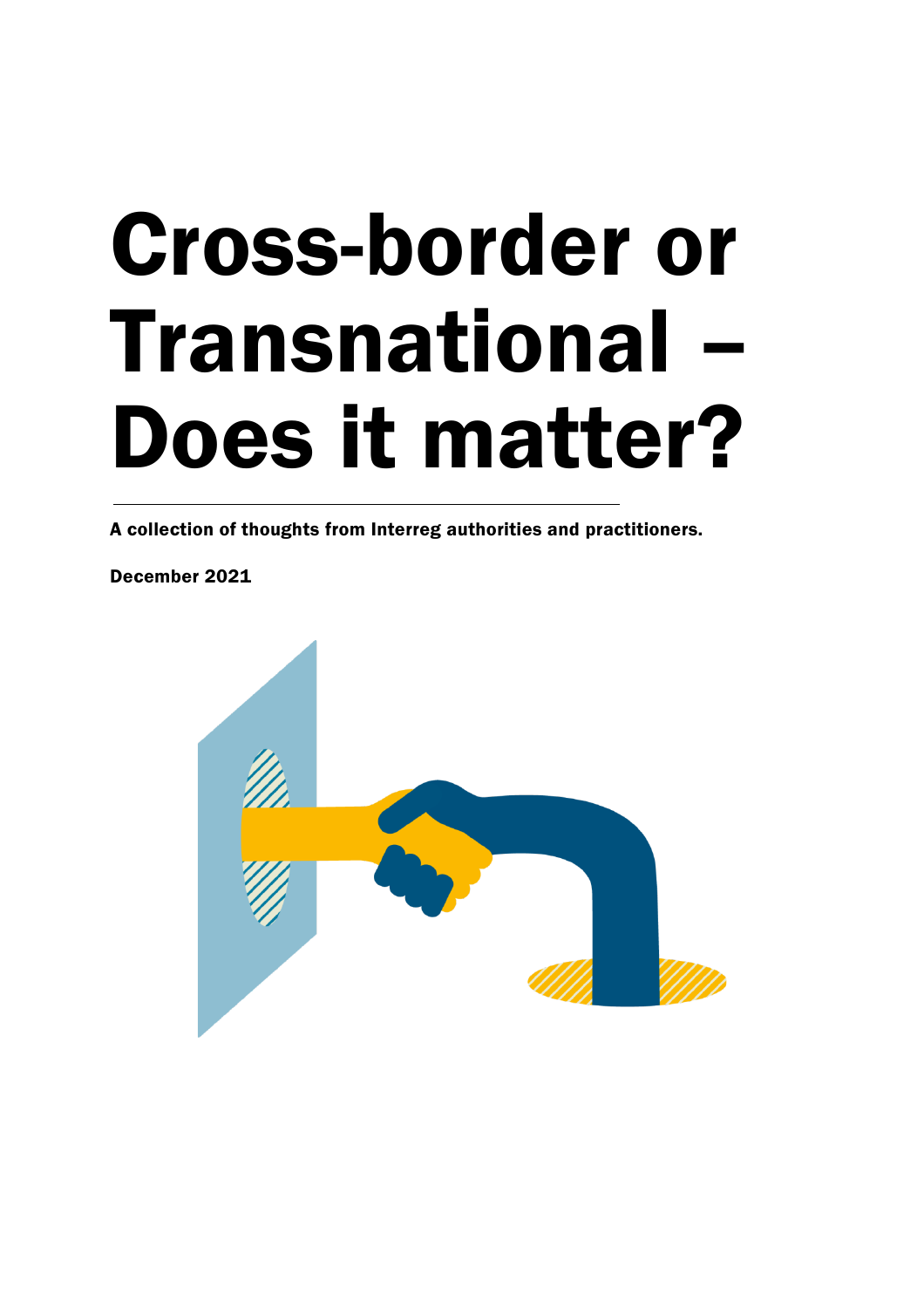# Cross-border or Transnational – Does it matter?

**A collection of thoughts from Interreg authorities and practitioners.**

**December 2021**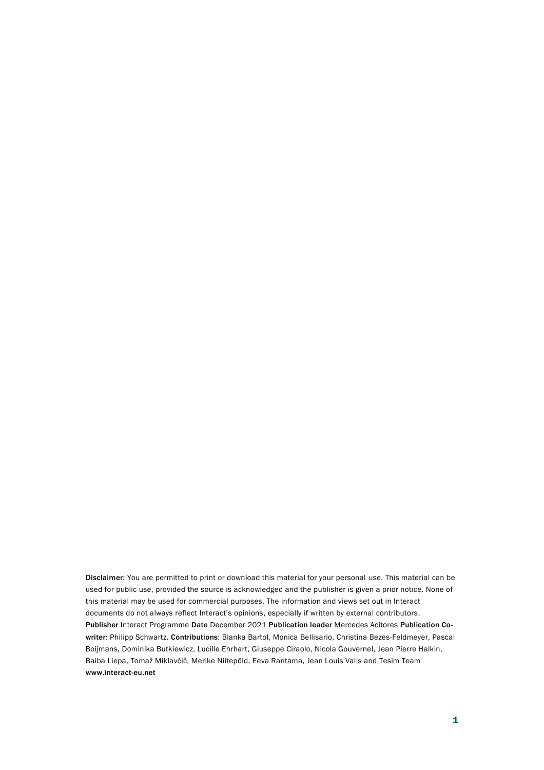**Disclaimer:** You are permitted to print or download this material for your personal use. This material can be used for public use, provided the source is acknowledged and the publisher is given a prior notice. None of this material may be used for commercial purposes. The information and views set out in Interact documents do not always reflect Interact's opinions, especially if written by external contributors.
**Publisher** Interact Programme **Date** December 2021 **Publication leader** Mercedes Acitores **Publication Co-writer:** Philipp Schwartz. **Contributions**: Blanka Bartol, Monica Bellisario, Christina Bezes-Feldmeyer, Pascal Boijmans, Dominika Butkiewicz, Lucille Ehrhart, Giuseppe Ciraolo, Nicola Gouvernel, Jean Pierre Halkin, Baiba Liepa, Tomaž Miklavčič, Merike Niitepõld, Eeva Rantama, Jean Louis Valls and Tesim Team
**www.interact-eu.net**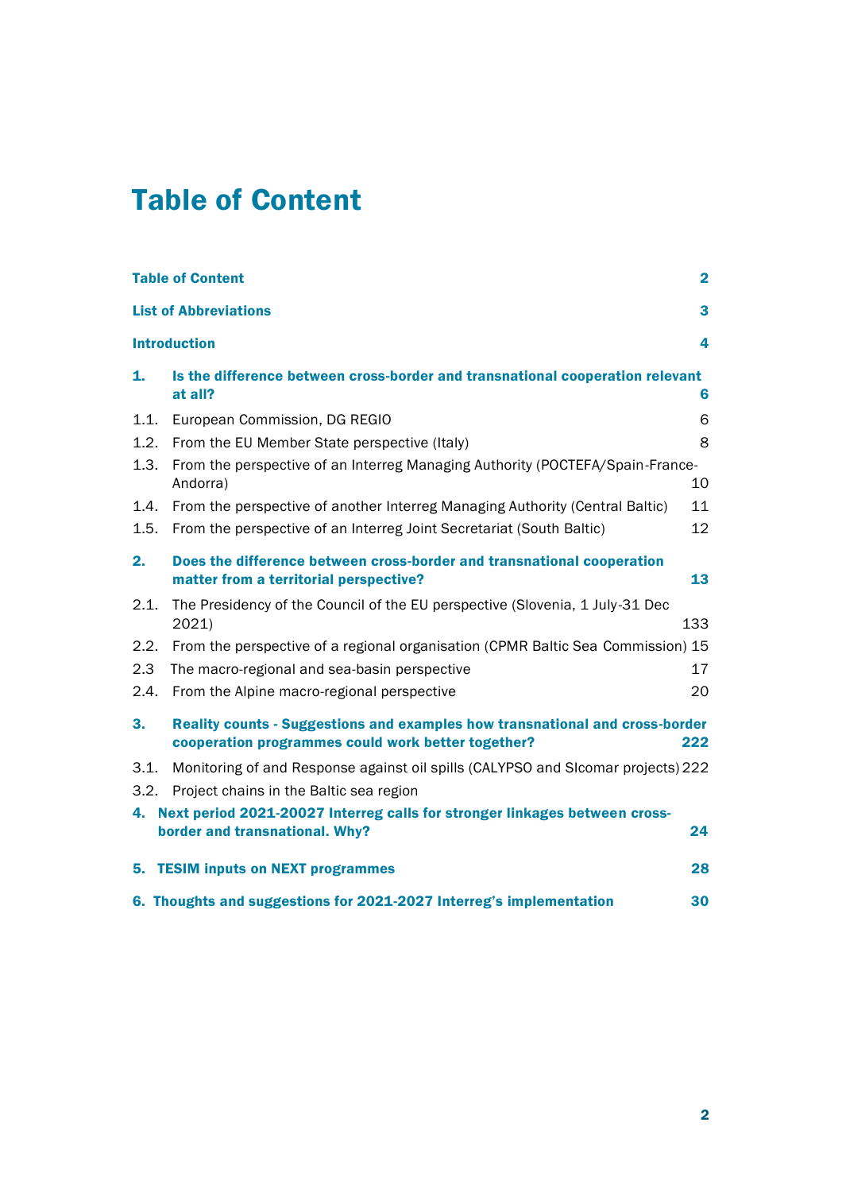# Table of Content

| | | |
|---|---|---|
| **Table of Content** | | **2** |
| **List of Abbreviations** | | **3** |
| **Introduction** | | **4** |
| **1.** | **Is the difference between cross-border and transnational cooperation relevant at all?** | **6** |
| 1.1. | European Commission, DG REGIO | 6 |
| 1.2. | From the EU Member State perspective (Italy) | 8 |
| 1.3. | From the perspective of an Interreg Managing Authority (POCTEFA/Spain-France-Andorra) | 10 |
| 1.4. | From the perspective of another Interreg Managing Authority (Central Baltic) | 11 |
| 1.5. | From the perspective of an Interreg Joint Secretariat (South Baltic) | 12 |
| **2.** | **Does the difference between cross-border and transnational cooperation matter from a territorial perspective?** | **13** |
| 2.1. | The Presidency of the Council of the EU perspective (Slovenia, 1 July-31 Dec 2021) | 133 |
| 2.2. | From the perspective of a regional organisation (CPMR Baltic Sea Commission) | 15 |
| 2.3 | The macro-regional and sea-basin perspective | 17 |
| 2.4. | From the Alpine macro-regional perspective | 20 |
| **3.** | **Reality counts - Suggestions and examples how transnational and cross-border cooperation programmes could work better together?** | **222** |
| 3.1. | Monitoring of and Response against oil spills (CALYPSO and SIcomar projects) | 222 |
| 3.2. | Project chains in the Baltic sea region | |
| **4.** | **Next period 2021-20027 Interreg calls for stronger linkages between cross-border and transnational. Why?** | **24** |
| **5.** | **TESIM inputs on NEXT programmes** | **28** |
| **6.** | **Thoughts and suggestions for 2021-2027 Interreg's implementation** | **30** |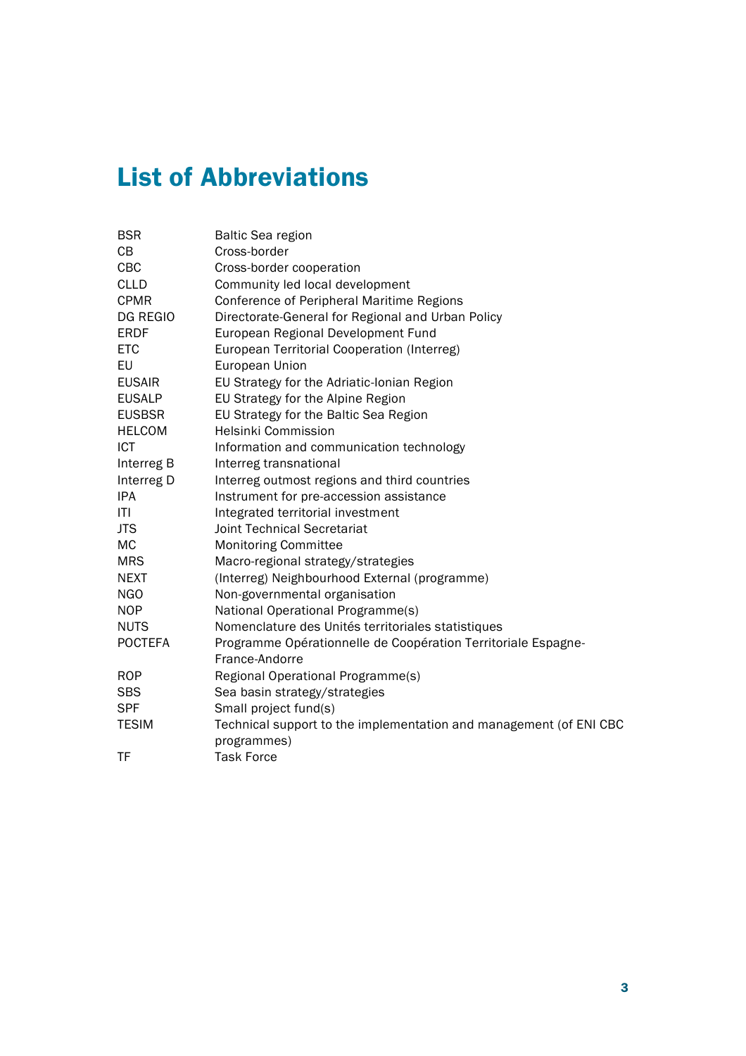# List of Abbreviations

| | |
|---|---|
| BSR | Baltic Sea region |
| CB | Cross-border |
| CBC | Cross-border cooperation |
| CLLD | Community led local development |
| CPMR | Conference of Peripheral Maritime Regions |
| DG REGIO | Directorate-General for Regional and Urban Policy |
| ERDF | European Regional Development Fund |
| ETC | European Territorial Cooperation (Interreg) |
| EU | European Union |
| EUSAIR | EU Strategy for the Adriatic-Ionian Region |
| EUSALP | EU Strategy for the Alpine Region |
| EUSBSR | EU Strategy for the Baltic Sea Region |
| HELCOM | Helsinki Commission |
| ICT | Information and communication technology |
| Interreg B | Interreg transnational |
| Interreg D | Interreg outmost regions and third countries |
| IPA | Instrument for pre-accession assistance |
| ITI | Integrated territorial investment |
| JTS | Joint Technical Secretariat |
| MC | Monitoring Committee |
| MRS | Macro-regional strategy/strategies |
| NEXT | (Interreg) Neighbourhood External (programme) |
| NGO | Non-governmental organisation |
| NOP | National Operational Programme(s) |
| NUTS | Nomenclature des Unités territoriales statistiques |
| POCTEFA | Programme Opérationnelle de Coopération Territoriale Espagne-France-Andorre |
| ROP | Regional Operational Programme(s) |
| SBS | Sea basin strategy/strategies |
| SPF | Small project fund(s) |
| TESIM | Technical support to the implementation and management (of ENI CBC programmes) |
| TF | Task Force |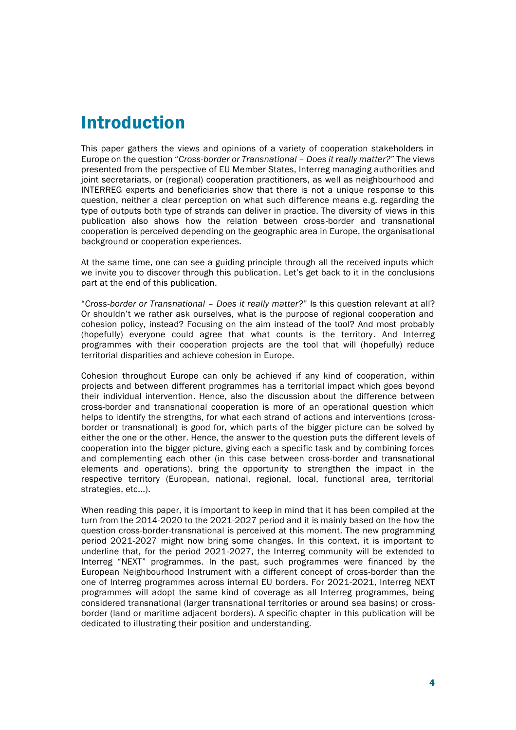# Introduction

This paper gathers the views and opinions of a variety of cooperation stakeholders in Europe on the question "*Cross-border or Transnational – Does it really matter?*" The views presented from the perspective of EU Member States, Interreg managing authorities and joint secretariats, or (regional) cooperation practitioners, as well as neighbourhood and INTERREG experts and beneficiaries show that there is not a unique response to this question, neither a clear perception on what such difference means e.g. regarding the type of outputs both type of strands can deliver in practice. The diversity of views in this publication also shows how the relation between cross-border and transnational cooperation is perceived depending on the geographic area in Europe, the organisational background or cooperation experiences.

At the same time, one can see a guiding principle through all the received inputs which we invite you to discover through this publication. Let's get back to it in the conclusions part at the end of this publication.

"*Cross-border or Transnational – Does it really matter?*" Is this question relevant at all? Or shouldn't we rather ask ourselves, what is the purpose of regional cooperation and cohesion policy, instead? Focusing on the aim instead of the tool? And most probably (hopefully) everyone could agree that what counts is the territory. And Interreg programmes with their cooperation projects are the tool that will (hopefully) reduce territorial disparities and achieve cohesion in Europe.

Cohesion throughout Europe can only be achieved if any kind of cooperation, within projects and between different programmes has a territorial impact which goes beyond their individual intervention. Hence, also the discussion about the difference between cross-border and transnational cooperation is more of an operational question which helps to identify the strengths, for what each strand of actions and interventions (cross-border or transnational) is good for, which parts of the bigger picture can be solved by either the one or the other. Hence, the answer to the question puts the different levels of cooperation into the bigger picture, giving each a specific task and by combining forces and complementing each other (in this case between cross-border and transnational elements and operations), bring the opportunity to strengthen the impact in the respective territory (European, national, regional, local, functional area, territorial strategies, etc...).

When reading this paper, it is important to keep in mind that it has been compiled at the turn from the 2014-2020 to the 2021-2027 period and it is mainly based on the how the question cross-border-transnational is perceived at this moment. The new programming period 2021-2027 might now bring some changes. In this context, it is important to underline that, for the period 2021-2027, the Interreg community will be extended to Interreg "NEXT" programmes. In the past, such programmes were financed by the European Neighbourhood Instrument with a different concept of cross-border than the one of Interreg programmes across internal EU borders. For 2021-2021, Interreg NEXT programmes will adopt the same kind of coverage as all Interreg programmes, being considered transnational (larger transnational territories or around sea basins) or cross-border (land or maritime adjacent borders). A specific chapter in this publication will be dedicated to illustrating their position and understanding.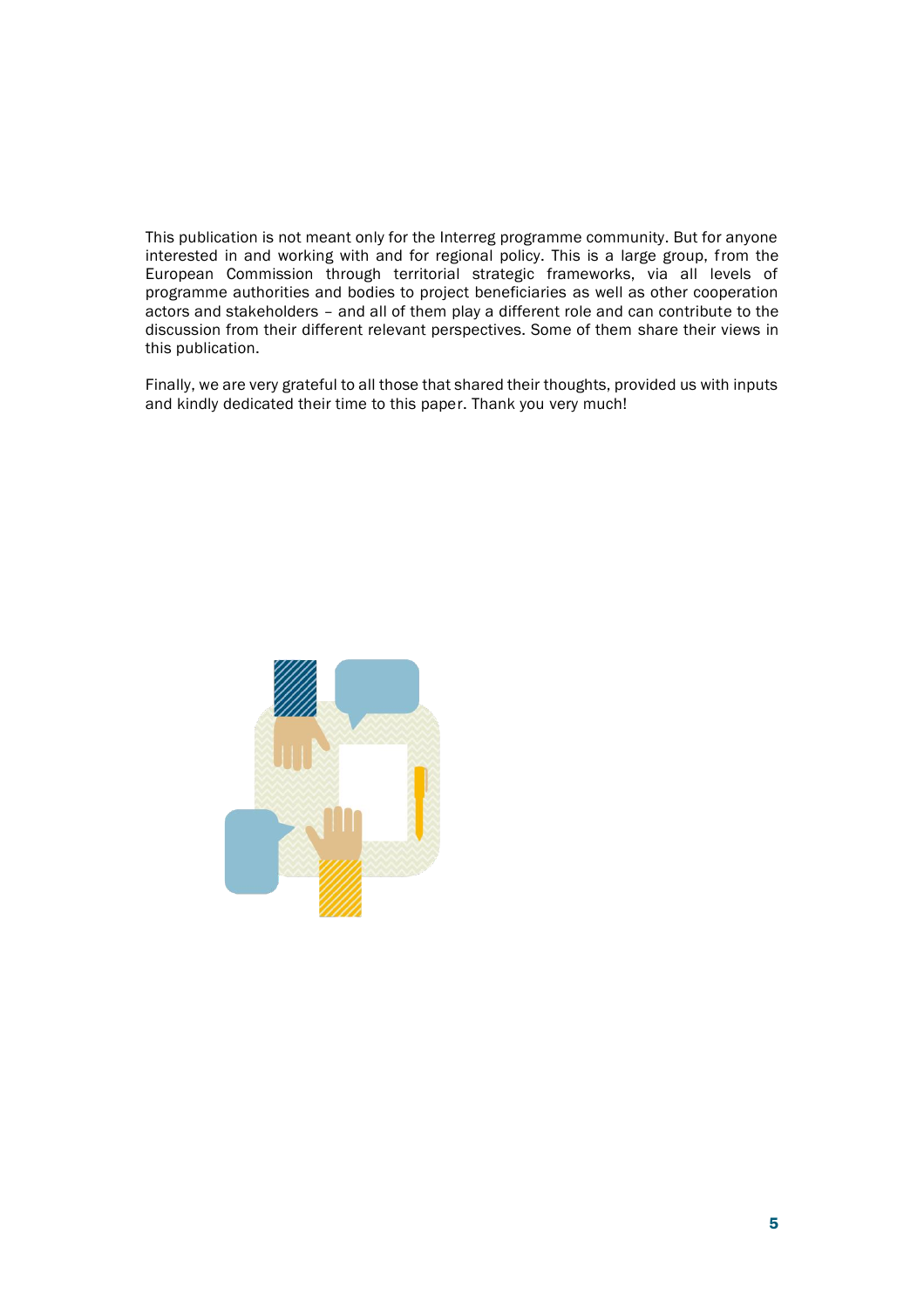This publication is not meant only for the Interreg programme community. But for anyone interested in and working with and for regional policy. This is a large group, from the European Commission through territorial strategic frameworks, via all levels of programme authorities and bodies to project beneficiaries as well as other cooperation actors and stakeholders – and all of them play a different role and can contribute to the discussion from their different relevant perspectives. Some of them share their views in this publication.

Finally, we are very grateful to all those that shared their thoughts, provided us with inputs and kindly dedicated their time to this paper. Thank you very much!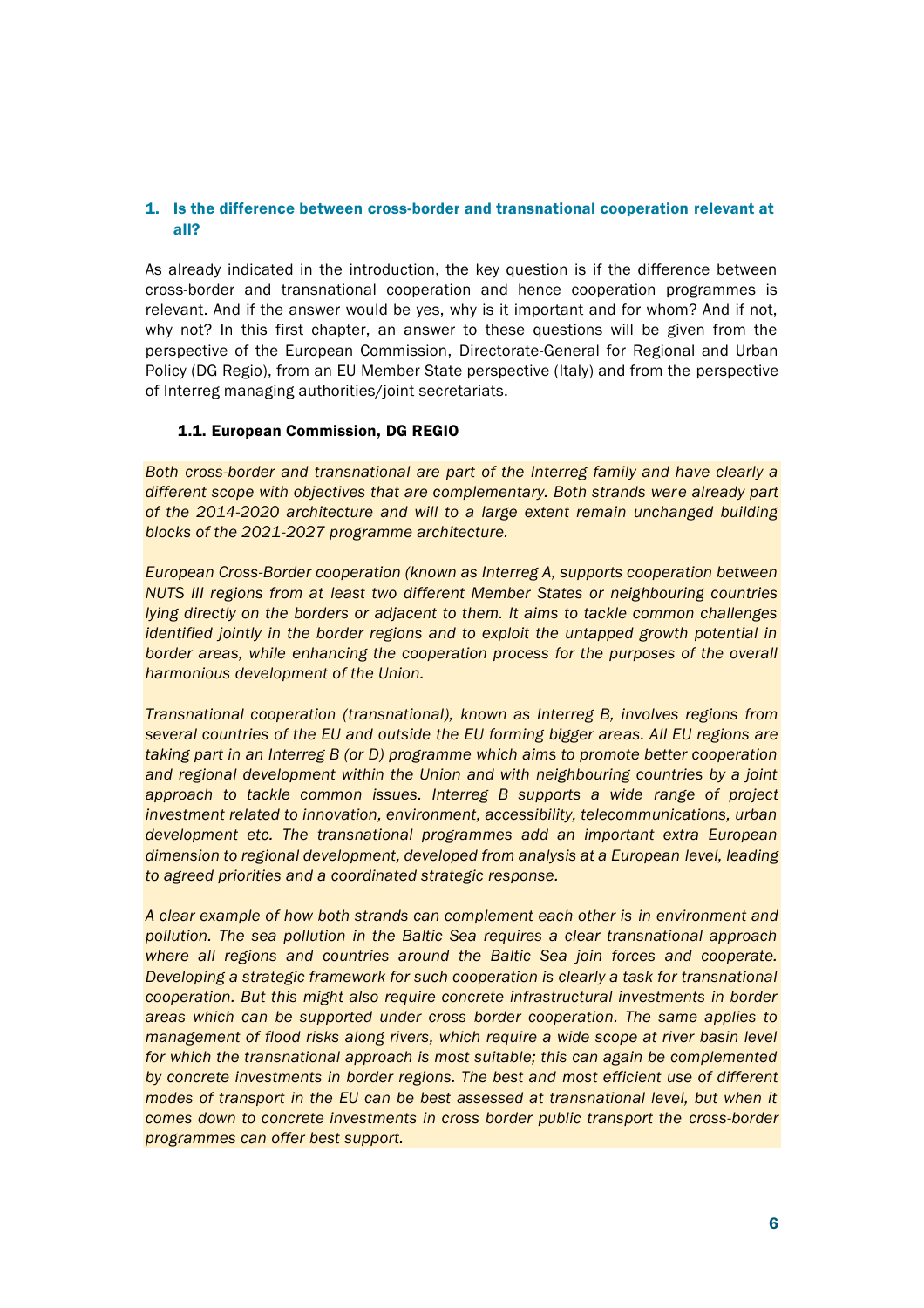## 1. Is the difference between cross-border and transnational cooperation relevant at all?

As already indicated in the introduction, the key question is if the difference between cross-border and transnational cooperation and hence cooperation programmes is relevant. And if the answer would be yes, why is it important and for whom? And if not, why not? In this first chapter, an answer to these questions will be given from the perspective of the European Commission, Directorate-General for Regional and Urban Policy (DG Regio), from an EU Member State perspective (Italy) and from the perspective of Interreg managing authorities/joint secretariats.

### 1.1. European Commission, DG REGIO

*Both cross-border and transnational are part of the Interreg family and have clearly a different scope with objectives that are complementary. Both strands were already part of the 2014-2020 architecture and will to a large extent remain unchanged building blocks of the 2021-2027 programme architecture.*

*European Cross-Border cooperation (known as Interreg A, supports cooperation between NUTS III regions from at least two different Member States or neighbouring countries lying directly on the borders or adjacent to them. It aims to tackle common challenges identified jointly in the border regions and to exploit the untapped growth potential in border areas, while enhancing the cooperation process for the purposes of the overall harmonious development of the Union.*

*Transnational cooperation (transnational), known as Interreg B, involves regions from several countries of the EU and outside the EU forming bigger areas. All EU regions are taking part in an Interreg B (or D) programme which aims to promote better cooperation and regional development within the Union and with neighbouring countries by a joint approach to tackle common issues. Interreg B supports a wide range of project investment related to innovation, environment, accessibility, telecommunications, urban development etc. The transnational programmes add an important extra European dimension to regional development, developed from analysis at a European level, leading to agreed priorities and a coordinated strategic response.*

*A clear example of how both strands can complement each other is in environment and pollution. The sea pollution in the Baltic Sea requires a clear transnational approach where all regions and countries around the Baltic Sea join forces and cooperate. Developing a strategic framework for such cooperation is clearly a task for transnational cooperation. But this might also require concrete infrastructural investments in border areas which can be supported under cross border cooperation. The same applies to management of flood risks along rivers, which require a wide scope at river basin level for which the transnational approach is most suitable; this can again be complemented by concrete investments in border regions. The best and most efficient use of different modes of transport in the EU can be best assessed at transnational level, but when it comes down to concrete investments in cross border public transport the cross-border programmes can offer best support.*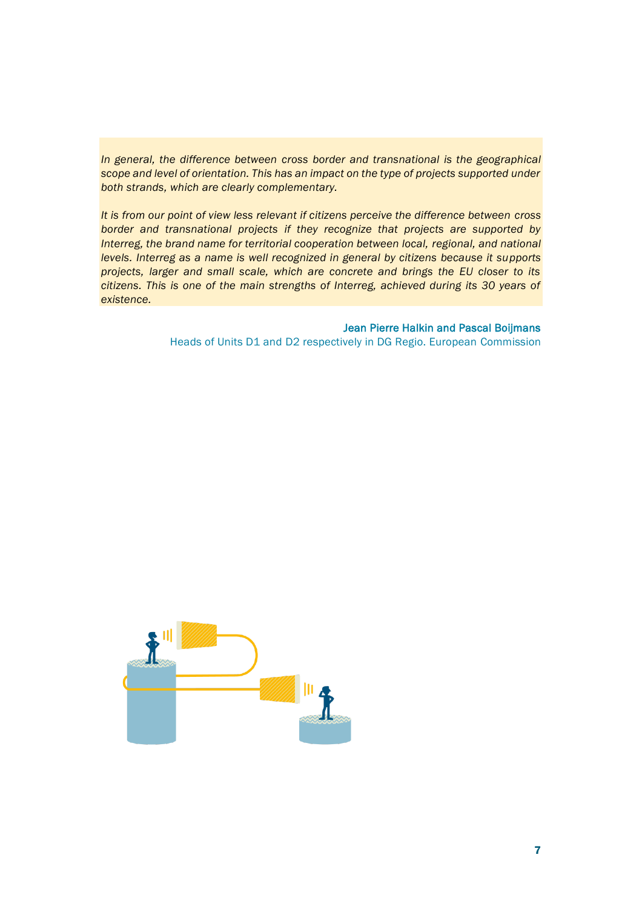*In general, the difference between cross border and transnational is the geographical scope and level of orientation. This has an impact on the type of projects supported under both strands, which are clearly complementary.*

*It is from our point of view less relevant if citizens perceive the difference between cross border and transnational projects if they recognize that projects are supported by Interreg, the brand name for territorial cooperation between local, regional, and national levels. Interreg as a name is well recognized in general by citizens because it supports projects, larger and small scale, which are concrete and brings the EU closer to its citizens. This is one of the main strengths of Interreg, achieved during its 30 years of existence.*

**Jean Pierre Halkin and Pascal Boijmans**
Heads of Units D1 and D2 respectively in DG Regio. European Commission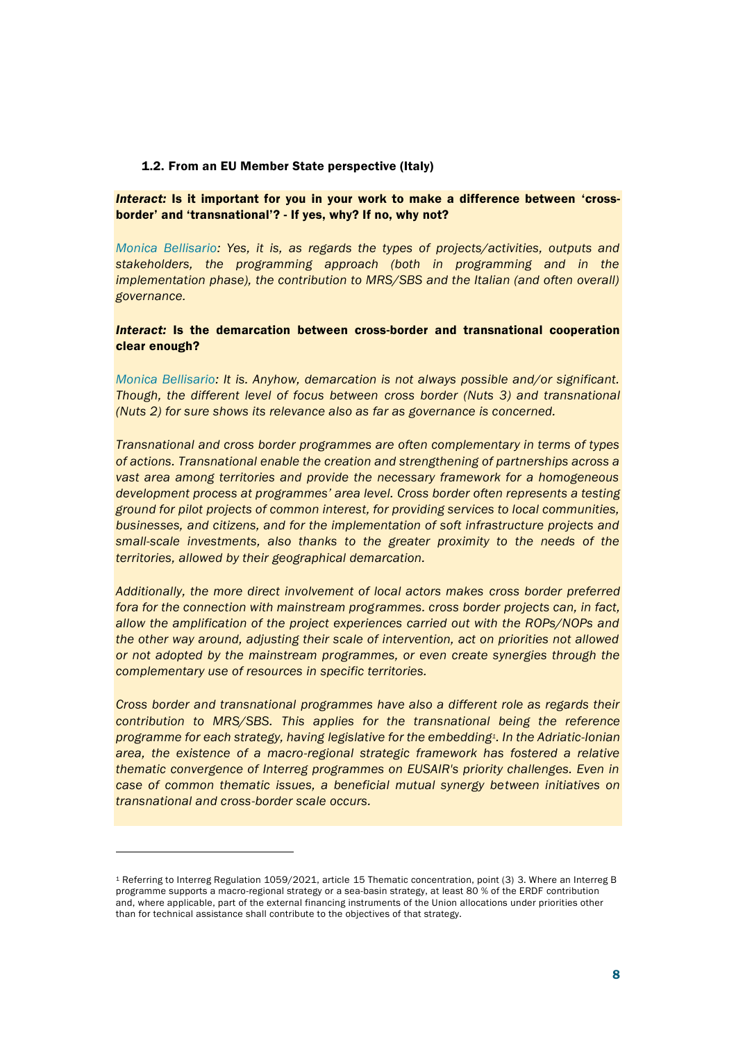### 1.2. From an EU Member State perspective (Italy)

***Interact:* Is it important for you in your work to make a difference between 'cross-border' and 'transnational'? - If yes, why? If no, why not?**

*Monica Bellisario: Yes, it is, as regards the types of projects/activities, outputs and stakeholders, the programming approach (both in programming and in the implementation phase), the contribution to MRS/SBS and the Italian (and often overall) governance.*

***Interact:* Is the demarcation between cross-border and transnational cooperation clear enough?**

*Monica Bellisario: It is. Anyhow, demarcation is not always possible and/or significant. Though, the different level of focus between cross border (Nuts 3) and transnational (Nuts 2) for sure shows its relevance also as far as governance is concerned.*

*Transnational and cross border programmes are often complementary in terms of types of actions. Transnational enable the creation and strengthening of partnerships across a vast area among territories and provide the necessary framework for a homogeneous development process at programmes' area level. Cross border often represents a testing ground for pilot projects of common interest, for providing services to local communities, businesses, and citizens, and for the implementation of soft infrastructure projects and small-scale investments, also thanks to the greater proximity to the needs of the territories, allowed by their geographical demarcation.*

*Additionally, the more direct involvement of local actors makes cross border preferred fora for the connection with mainstream programmes. cross border projects can, in fact, allow the amplification of the project experiences carried out with the ROPs/NOPs and the other way around, adjusting their scale of intervention, act on priorities not allowed or not adopted by the mainstream programmes, or even create synergies through the complementary use of resources in specific territories.*

*Cross border and transnational programmes have also a different role as regards their contribution to MRS/SBS. This applies for the transnational being the reference programme for each strategy, having legislative for the embedding[1]. In the Adriatic-Ionian area, the existence of a macro-regional strategic framework has fostered a relative thematic convergence of Interreg programmes on EUSAIR's priority challenges. Even in case of common thematic issues, a beneficial mutual synergy between initiatives on transnational and cross-border scale occurs.*

---

[1] Referring to Interreg Regulation 1059/2021, article 15 Thematic concentration, point (3) 3. Where an Interreg B programme supports a macro-regional strategy or a sea-basin strategy, at least 80 % of the ERDF contribution and, where applicable, part of the external financing instruments of the Union allocations under priorities other than for technical assistance shall contribute to the objectives of that strategy.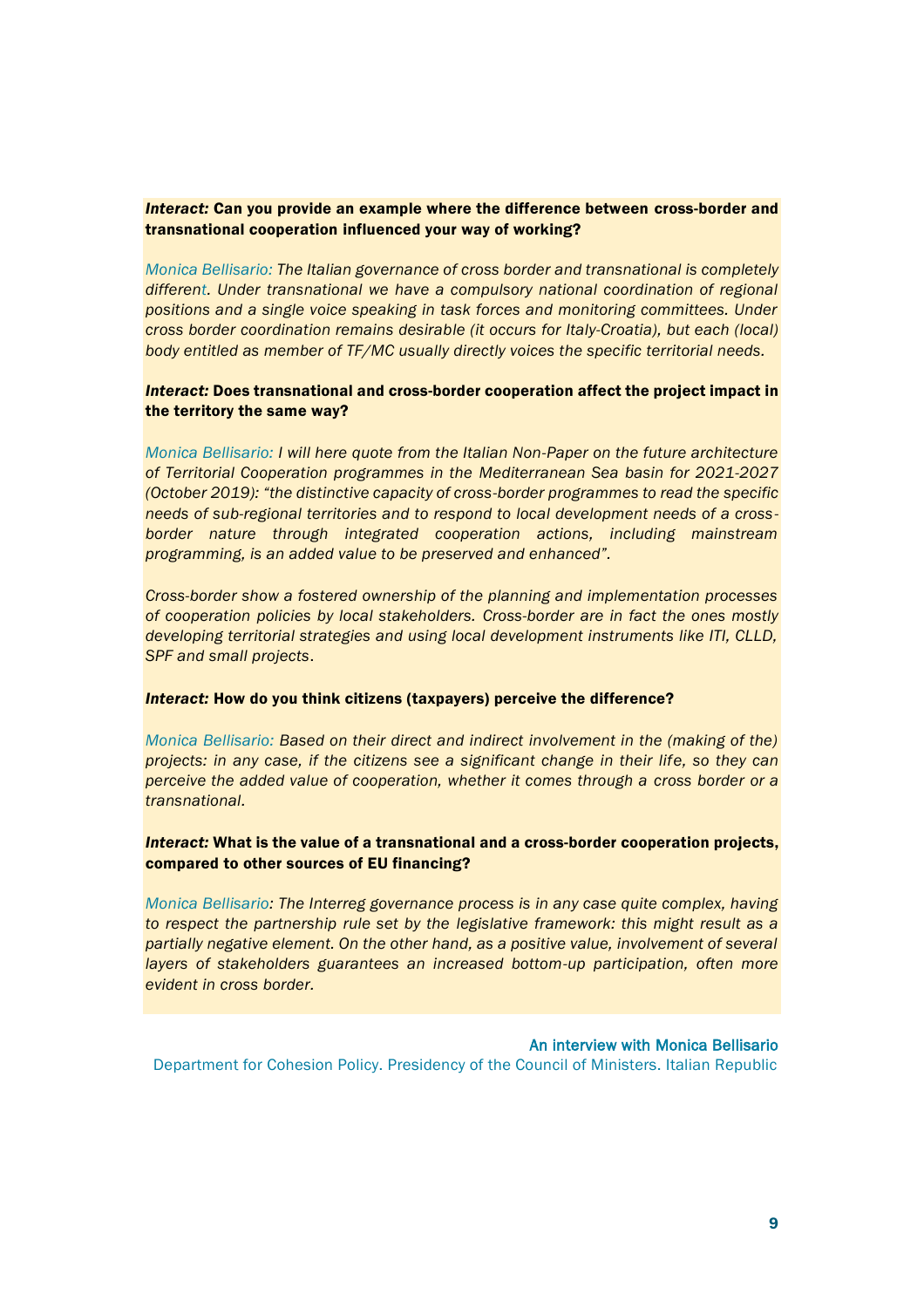***Interact:*** **Can you provide an example where the difference between cross-border and transnational cooperation influenced your way of working?**

*Monica Bellisario: The Italian governance of cross border and transnational is completely different. Under transnational we have a compulsory national coordination of regional positions and a single voice speaking in task forces and monitoring committees. Under cross border coordination remains desirable (it occurs for Italy-Croatia), but each (local) body entitled as member of TF/MC usually directly voices the specific territorial needs.*

***Interact:*** **Does transnational and cross-border cooperation affect the project impact in the territory the same way?**

*Monica Bellisario: I will here quote from the Italian Non-Paper on the future architecture of Territorial Cooperation programmes in the Mediterranean Sea basin for 2021-2027 (October 2019): "the distinctive capacity of cross-border programmes to read the specific needs of sub-regional territories and to respond to local development needs of a cross-border nature through integrated cooperation actions, including mainstream programming, is an added value to be preserved and enhanced".*

*Cross-border show a fostered ownership of the planning and implementation processes of cooperation policies by local stakeholders. Cross-border are in fact the ones mostly developing territorial strategies and using local development instruments like ITI, CLLD, SPF and small projects.*

***Interact:*** **How do you think citizens (taxpayers) perceive the difference?**

*Monica Bellisario: Based on their direct and indirect involvement in the (making of the) projects: in any case, if the citizens see a significant change in their life, so they can perceive the added value of cooperation, whether it comes through a cross border or a transnational.*

***Interact:*** **What is the value of a transnational and a cross-border cooperation projects, compared to other sources of EU financing?**

*Monica Bellisario: The Interreg governance process is in any case quite complex, having to respect the partnership rule set by the legislative framework: this might result as a partially negative element. On the other hand, as a positive value, involvement of several layers of stakeholders guarantees an increased bottom-up participation, often more evident in cross border.*

An interview with Monica Bellisario
Department for Cohesion Policy. Presidency of the Council of Ministers. Italian Republic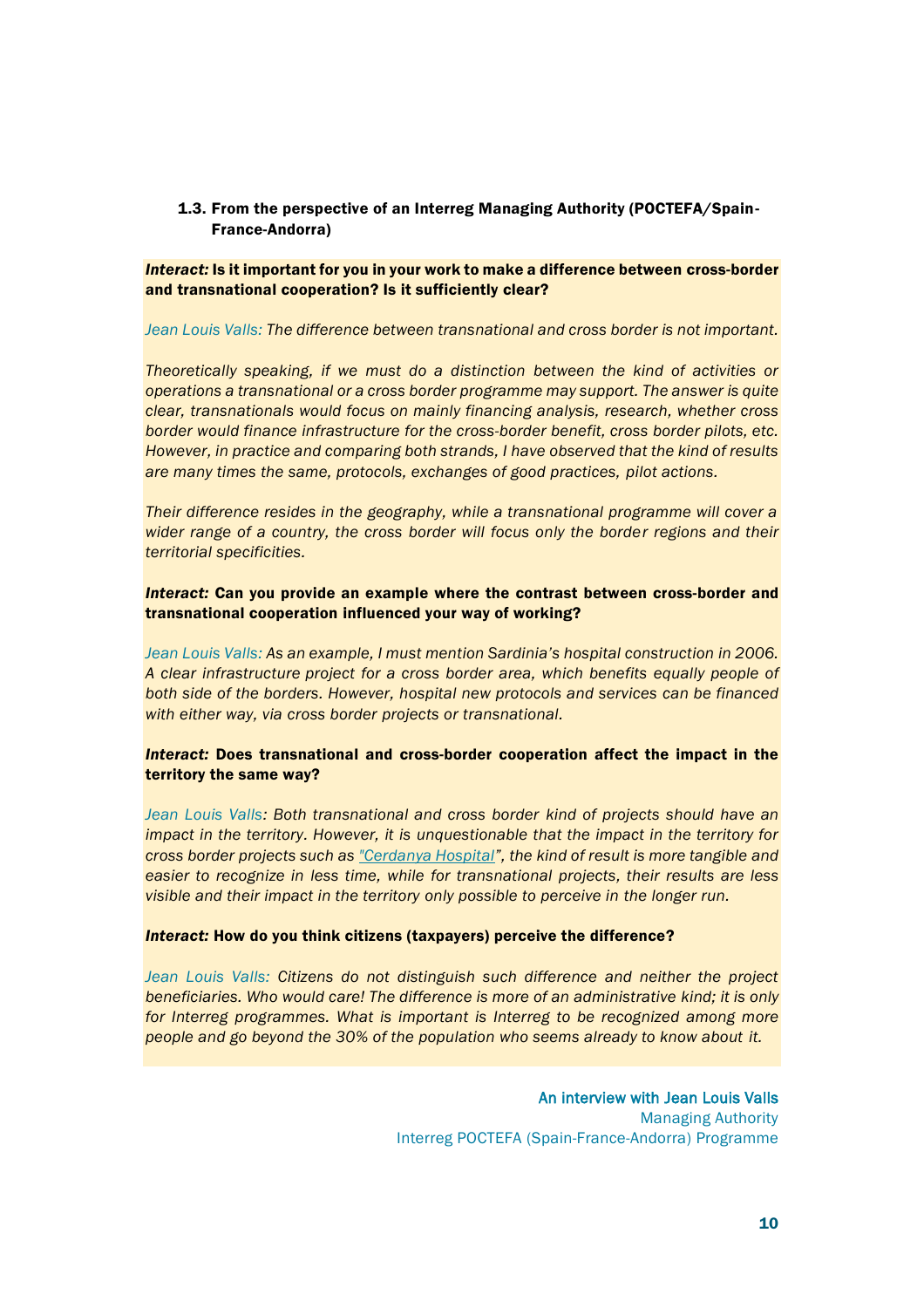### 1.3. From the perspective of an Interreg Managing Authority (POCTEFA/Spain-France-Andorra)

***Interact:* Is it important for you in your work to make a difference between cross-border and transnational cooperation? Is it sufficiently clear?**

Jean Louis Valls: *The difference between transnational and cross border is not important.*

*Theoretically speaking, if we must do a distinction between the kind of activities or operations a transnational or a cross border programme may support. The answer is quite clear, transnationals would focus on mainly financing analysis, research, whether cross border would finance infrastructure for the cross-border benefit, cross border pilots, etc. However, in practice and comparing both strands, I have observed that the kind of results are many times the same, protocols, exchanges of good practices, pilot actions.*

*Their difference resides in the geography, while a transnational programme will cover a wider range of a country, the cross border will focus only the border regions and their territorial specificities.*

***Interact:* Can you provide an example where the contrast between cross-border and transnational cooperation influenced your way of working?**

Jean Louis Valls: *As an example, I must mention Sardinia's hospital construction in 2006. A clear infrastructure project for a cross border area, which benefits equally people of both side of the borders. However, hospital new protocols and services can be financed with either way, via cross border projects or transnational.*

***Interact:* Does transnational and cross-border cooperation affect the impact in the territory the same way?**

Jean Louis Valls: *Both transnational and cross border kind of projects should have an impact in the territory. However, it is unquestionable that the impact in the territory for cross border projects such as "Cerdanya Hospital", the kind of result is more tangible and easier to recognize in less time, while for transnational projects, their results are less visible and their impact in the territory only possible to perceive in the longer run.*

***Interact:* How do you think citizens (taxpayers) perceive the difference?**

Jean Louis Valls: *Citizens do not distinguish such difference and neither the project beneficiaries. Who would care! The difference is more of an administrative kind; it is only for Interreg programmes. What is important is Interreg to be recognized among more people and go beyond the 30% of the population who seems already to know about it.*

An interview with Jean Louis Valls
Managing Authority
Interreg POCTEFA (Spain-France-Andorra) Programme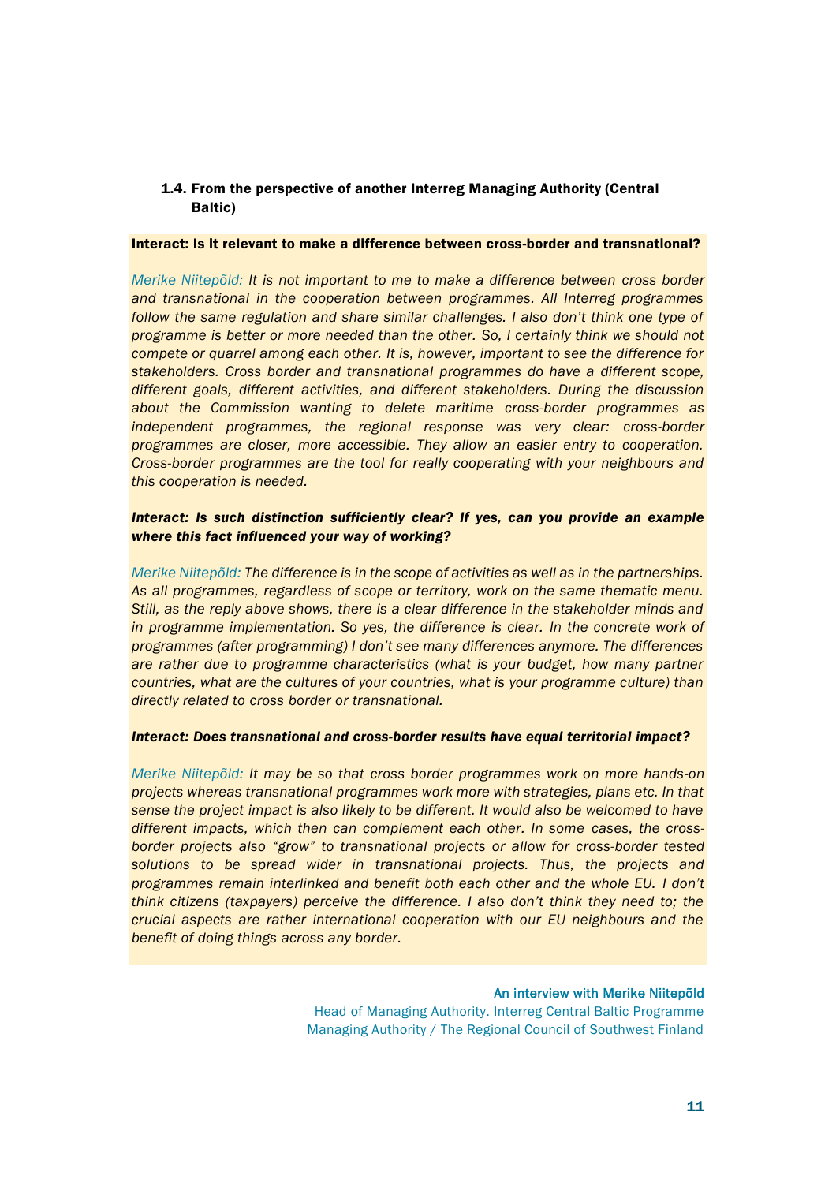### 1.4. From the perspective of another Interreg Managing Authority (Central Baltic)

**Interact: Is it relevant to make a difference between cross-border and transnational?**

*Merike Niitepõld: It is not important to me to make a difference between cross border and transnational in the cooperation between programmes. All Interreg programmes follow the same regulation and share similar challenges. I also don't think one type of programme is better or more needed than the other. So, I certainly think we should not compete or quarrel among each other. It is, however, important to see the difference for stakeholders. Cross border and transnational programmes do have a different scope, different goals, different activities, and different stakeholders. During the discussion about the Commission wanting to delete maritime cross-border programmes as independent programmes, the regional response was very clear: cross-border programmes are closer, more accessible. They allow an easier entry to cooperation. Cross-border programmes are the tool for really cooperating with your neighbours and this cooperation is needed.*

***Interact: Is such distinction sufficiently clear? If yes, can you provide an example where this fact influenced your way of working?***

*Merike Niitepõld: The difference is in the scope of activities as well as in the partnerships. As all programmes, regardless of scope or territory, work on the same thematic menu. Still, as the reply above shows, there is a clear difference in the stakeholder minds and in programme implementation. So yes, the difference is clear. In the concrete work of programmes (after programming) I don't see many differences anymore. The differences are rather due to programme characteristics (what is your budget, how many partner countries, what are the cultures of your countries, what is your programme culture) than directly related to cross border or transnational.*

***Interact: Does transnational and cross-border results have equal territorial impact?***

*Merike Niitepõld: It may be so that cross border programmes work on more hands-on projects whereas transnational programmes work more with strategies, plans etc. In that sense the project impact is also likely to be different. It would also be welcomed to have different impacts, which then can complement each other. In some cases, the cross-border projects also "grow" to transnational projects or allow for cross-border tested solutions to be spread wider in transnational projects. Thus, the projects and programmes remain interlinked and benefit both each other and the whole EU. I don't think citizens (taxpayers) perceive the difference. I also don't think they need to; the crucial aspects are rather international cooperation with our EU neighbours and the benefit of doing things across any border.*

An interview with Merike Niitepõld
Head of Managing Authority. Interreg Central Baltic Programme
Managing Authority / The Regional Council of Southwest Finland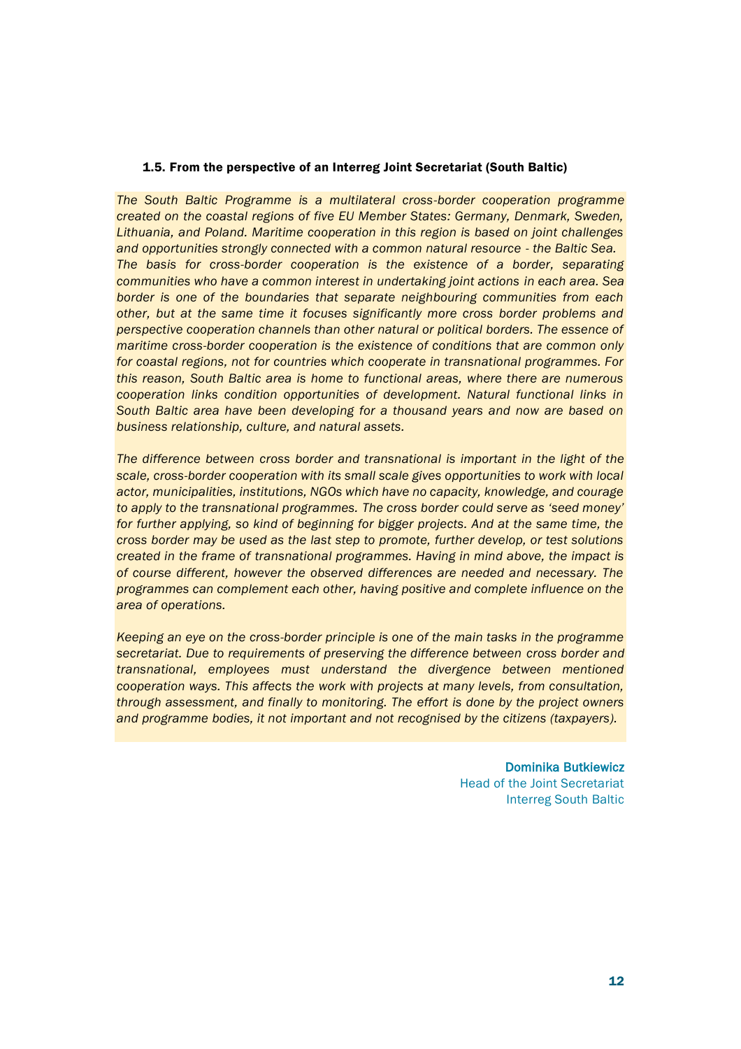### 1.5. From the perspective of an Interreg Joint Secretariat (South Baltic)

*The South Baltic Programme is a multilateral cross-border cooperation programme created on the coastal regions of five EU Member States: Germany, Denmark, Sweden, Lithuania, and Poland. Maritime cooperation in this region is based on joint challenges and opportunities strongly connected with a common natural resource - the Baltic Sea. The basis for cross-border cooperation is the existence of a border, separating communities who have a common interest in undertaking joint actions in each area. Sea border is one of the boundaries that separate neighbouring communities from each other, but at the same time it focuses significantly more cross border problems and perspective cooperation channels than other natural or political borders. The essence of maritime cross-border cooperation is the existence of conditions that are common only for coastal regions, not for countries which cooperate in transnational programmes. For this reason, South Baltic area is home to functional areas, where there are numerous cooperation links condition opportunities of development. Natural functional links in South Baltic area have been developing for a thousand years and now are based on business relationship, culture, and natural assets.*

*The difference between cross border and transnational is important in the light of the scale, cross-border cooperation with its small scale gives opportunities to work with local actor, municipalities, institutions, NGOs which have no capacity, knowledge, and courage to apply to the transnational programmes. The cross border could serve as 'seed money' for further applying, so kind of beginning for bigger projects. And at the same time, the cross border may be used as the last step to promote, further develop, or test solutions created in the frame of transnational programmes. Having in mind above, the impact is of course different, however the observed differences are needed and necessary. The programmes can complement each other, having positive and complete influence on the area of operations.*

*Keeping an eye on the cross-border principle is one of the main tasks in the programme secretariat. Due to requirements of preserving the difference between cross border and transnational, employees must understand the divergence between mentioned cooperation ways. This affects the work with projects at many levels, from consultation, through assessment, and finally to monitoring. The effort is done by the project owners and programme bodies, it not important and not recognised by the citizens (taxpayers).*

**Dominika Butkiewicz**
Head of the Joint Secretariat
Interreg South Baltic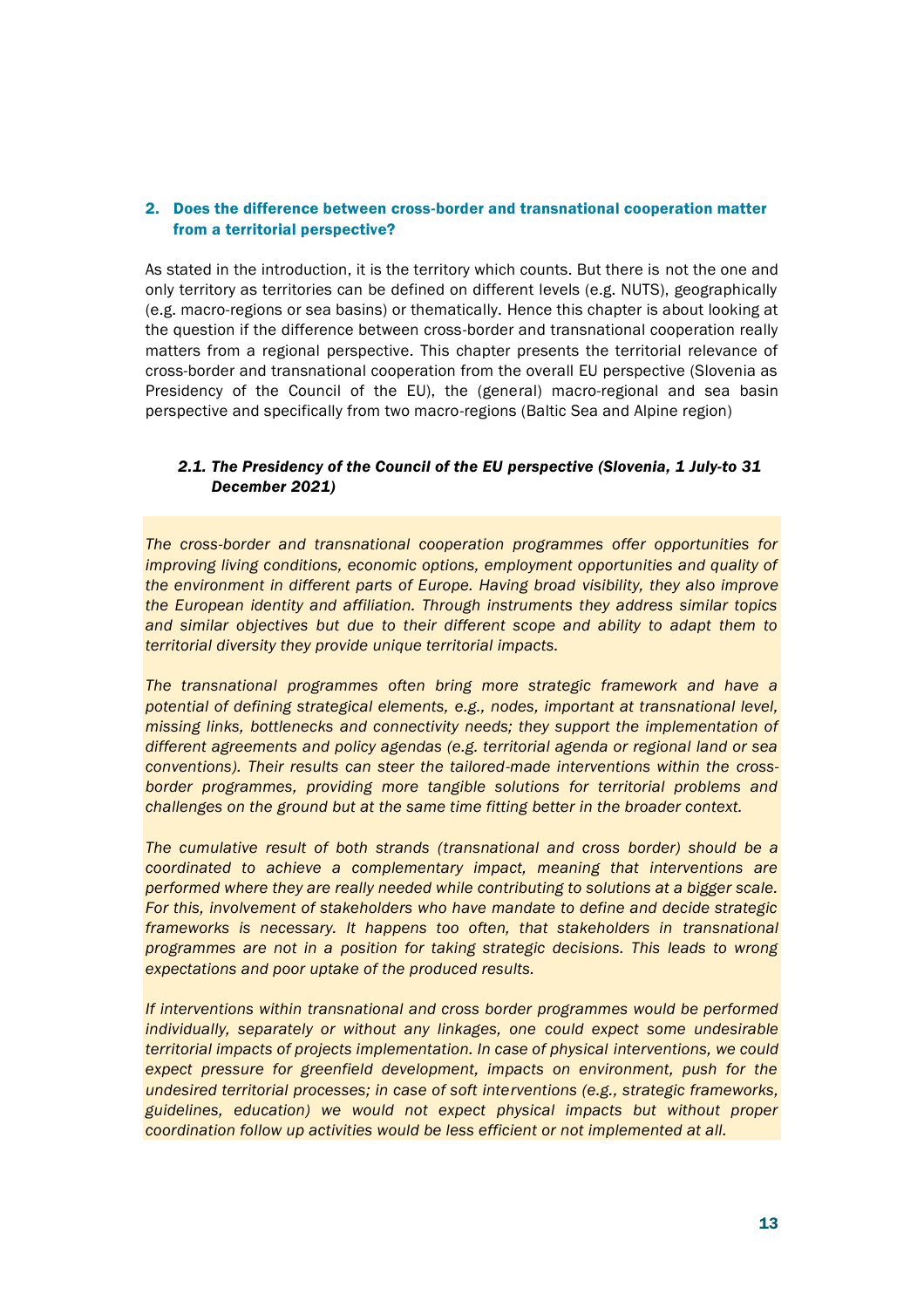## 2. Does the difference between cross-border and transnational cooperation matter from a territorial perspective?

As stated in the introduction, it is the territory which counts. But there is not the one and only territory as territories can be defined on different levels (e.g. NUTS), geographically (e.g. macro-regions or sea basins) or thematically. Hence this chapter is about looking at the question if the difference between cross-border and transnational cooperation really matters from a regional perspective. This chapter presents the territorial relevance of cross-border and transnational cooperation from the overall EU perspective (Slovenia as Presidency of the Council of the EU), the (general) macro-regional and sea basin perspective and specifically from two macro-regions (Baltic Sea and Alpine region)

### *2.1. The Presidency of the Council of the EU perspective (Slovenia, 1 July-to 31 December 2021)*

*The cross-border and transnational cooperation programmes offer opportunities for improving living conditions, economic options, employment opportunities and quality of the environment in different parts of Europe. Having broad visibility, they also improve the European identity and affiliation. Through instruments they address similar topics and similar objectives but due to their different scope and ability to adapt them to territorial diversity they provide unique territorial impacts.*

*The transnational programmes often bring more strategic framework and have a potential of defining strategical elements, e.g., nodes, important at transnational level, missing links, bottlenecks and connectivity needs; they support the implementation of different agreements and policy agendas (e.g. territorial agenda or regional land or sea conventions). Their results can steer the tailored-made interventions within the cross-border programmes, providing more tangible solutions for territorial problems and challenges on the ground but at the same time fitting better in the broader context.*

*The cumulative result of both strands (transnational and cross border) should be a coordinated to achieve a complementary impact, meaning that interventions are performed where they are really needed while contributing to solutions at a bigger scale. For this, involvement of stakeholders who have mandate to define and decide strategic frameworks is necessary. It happens too often, that stakeholders in transnational programmes are not in a position for taking strategic decisions. This leads to wrong expectations and poor uptake of the produced results.*

*If interventions within transnational and cross border programmes would be performed individually, separately or without any linkages, one could expect some undesirable territorial impacts of projects implementation. In case of physical interventions, we could expect pressure for greenfield development, impacts on environment, push for the undesired territorial processes; in case of soft interventions (e.g., strategic frameworks, guidelines, education) we would not expect physical impacts but without proper coordination follow up activities would be less efficient or not implemented at all.*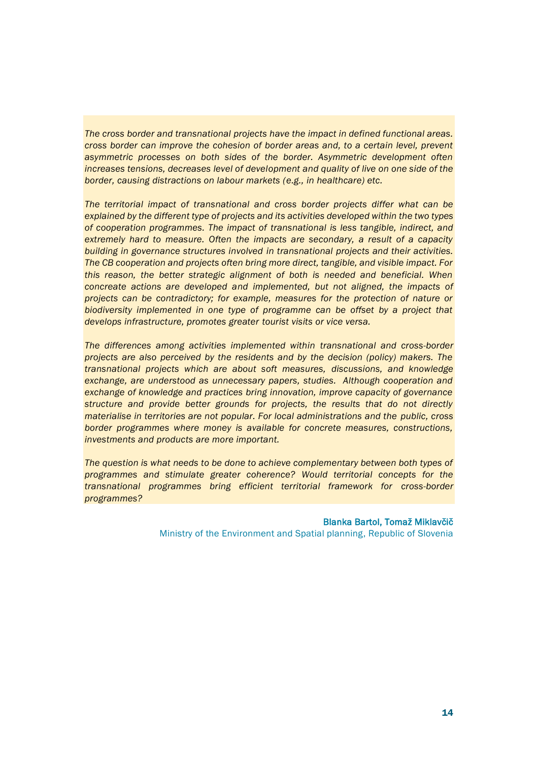*The cross border and transnational projects have the impact in defined functional areas. cross border can improve the cohesion of border areas and, to a certain level, prevent asymmetric processes on both sides of the border. Asymmetric development often increases tensions, decreases level of development and quality of live on one side of the border, causing distractions on labour markets (e.g., in healthcare) etc.*

*The territorial impact of transnational and cross border projects differ what can be explained by the different type of projects and its activities developed within the two types of cooperation programmes. The impact of transnational is less tangible, indirect, and extremely hard to measure. Often the impacts are secondary, a result of a capacity building in governance structures involved in transnational projects and their activities. The CB cooperation and projects often bring more direct, tangible, and visible impact. For this reason, the better strategic alignment of both is needed and beneficial. When concreate actions are developed and implemented, but not aligned, the impacts of projects can be contradictory; for example, measures for the protection of nature or biodiversity implemented in one type of programme can be offset by a project that develops infrastructure, promotes greater tourist visits or vice versa.*

*The differences among activities implemented within transnational and cross-border projects are also perceived by the residents and by the decision (policy) makers. The transnational projects which are about soft measures, discussions, and knowledge exchange, are understood as unnecessary papers, studies. Although cooperation and exchange of knowledge and practices bring innovation, improve capacity of governance structure and provide better grounds for projects, the results that do not directly materialise in territories are not popular. For local administrations and the public, cross border programmes where money is available for concrete measures, constructions, investments and products are more important.*

*The question is what needs to be done to achieve complementary between both types of programmes and stimulate greater coherence? Would territorial concepts for the transnational programmes bring efficient territorial framework for cross-border programmes?*

Blanka Bartol, Tomaž Miklavčič
Ministry of the Environment and Spatial planning, Republic of Slovenia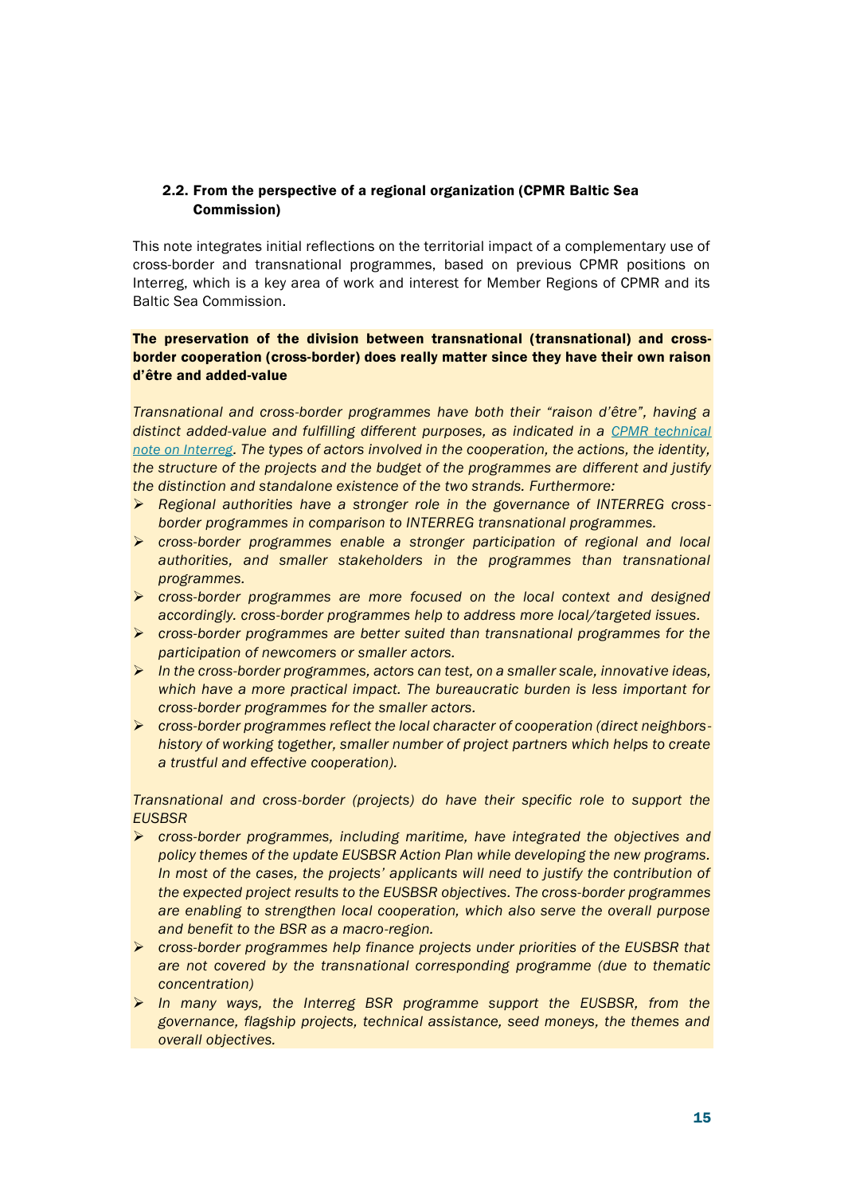### 2.2. From the perspective of a regional organization (CPMR Baltic Sea Commission)

This note integrates initial reflections on the territorial impact of a complementary use of cross-border and transnational programmes, based on previous CPMR positions on Interreg, which is a key area of work and interest for Member Regions of CPMR and its Baltic Sea Commission.

**The preservation of the division between transnational (transnational) and cross-border cooperation (cross-border) does really matter since they have their own raison d'être and added-value**

*Transnational and cross-border programmes have both their "raison d'être", having a distinct added-value and fulfilling different purposes, as indicated in a [CPMR technical note on Interreg](). The types of actors involved in the cooperation, the actions, the identity, the structure of the projects and the budget of the programmes are different and justify the distinction and standalone existence of the two strands. Furthermore:*

- *Regional authorities have a stronger role in the governance of INTERREG cross-border programmes in comparison to INTERREG transnational programmes.*
- *cross-border programmes enable a stronger participation of regional and local authorities, and smaller stakeholders in the programmes than transnational programmes.*
- *cross-border programmes are more focused on the local context and designed accordingly. cross-border programmes help to address more local/targeted issues.*
- *cross-border programmes are better suited than transnational programmes for the participation of newcomers or smaller actors.*
- *In the cross-border programmes, actors can test, on a smaller scale, innovative ideas, which have a more practical impact. The bureaucratic burden is less important for cross-border programmes for the smaller actors.*
- *cross-border programmes reflect the local character of cooperation (direct neighbors-history of working together, smaller number of project partners which helps to create a trustful and effective cooperation).*

*Transnational and cross-border (projects) do have their specific role to support the EUSBSR*

- *cross-border programmes, including maritime, have integrated the objectives and policy themes of the update EUSBSR Action Plan while developing the new programs. In most of the cases, the projects' applicants will need to justify the contribution of the expected project results to the EUSBSR objectives. The cross-border programmes are enabling to strengthen local cooperation, which also serve the overall purpose and benefit to the BSR as a macro-region.*
- *cross-border programmes help finance projects under priorities of the EUSBSR that are not covered by the transnational corresponding programme (due to thematic concentration)*
- *In many ways, the Interreg BSR programme support the EUSBSR, from the governance, flagship projects, technical assistance, seed moneys, the themes and overall objectives.*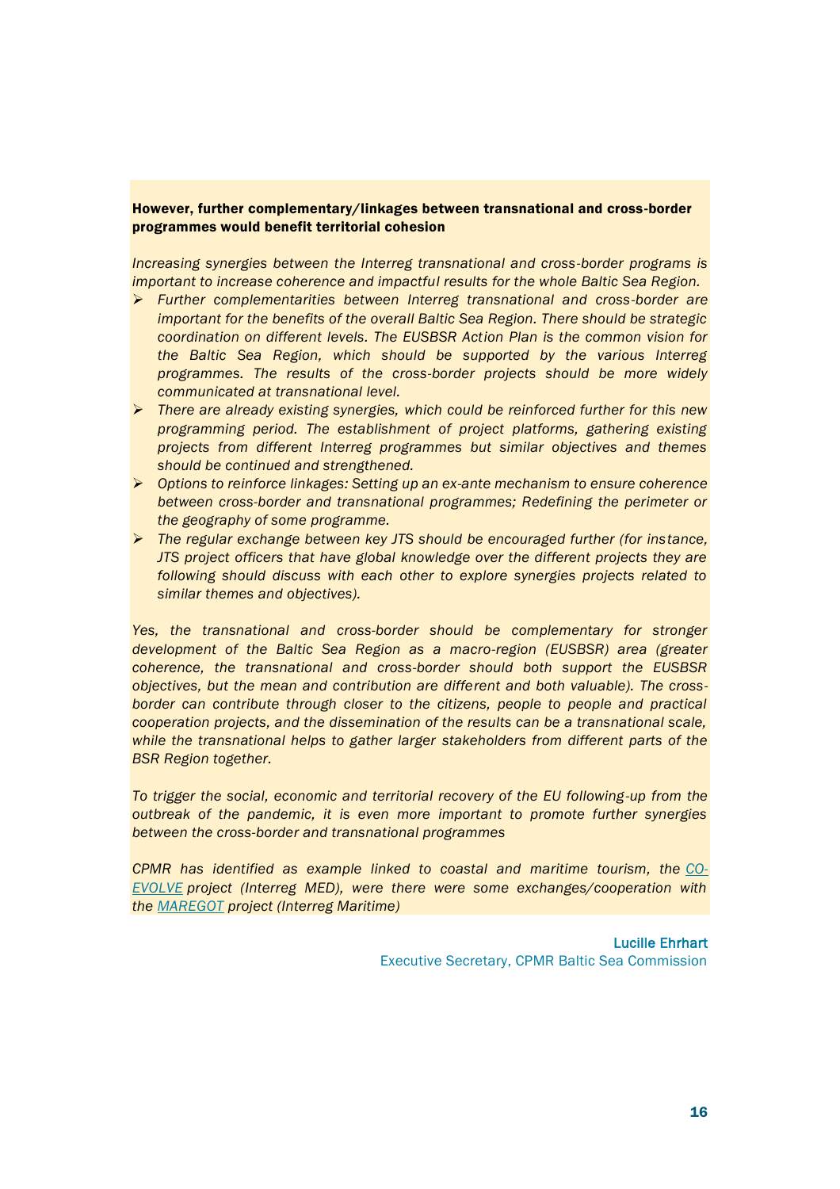**However, further complementary/linkages between transnational and cross-border programmes would benefit territorial cohesion**

*Increasing synergies between the Interreg transnational and cross-border programs is important to increase coherence and impactful results for the whole Baltic Sea Region.*

- *Further complementarities between Interreg transnational and cross-border are important for the benefits of the overall Baltic Sea Region. There should be strategic coordination on different levels. The EUSBSR Action Plan is the common vision for the Baltic Sea Region, which should be supported by the various Interreg programmes. The results of the cross-border projects should be more widely communicated at transnational level.*
- *There are already existing synergies, which could be reinforced further for this new programming period. The establishment of project platforms, gathering existing projects from different Interreg programmes but similar objectives and themes should be continued and strengthened.*
- *Options to reinforce linkages: Setting up an ex-ante mechanism to ensure coherence between cross-border and transnational programmes; Redefining the perimeter or the geography of some programme.*
- *The regular exchange between key JTS should be encouraged further (for instance, JTS project officers that have global knowledge over the different projects they are following should discuss with each other to explore synergies projects related to similar themes and objectives).*

*Yes, the transnational and cross-border should be complementary for stronger development of the Baltic Sea Region as a macro-region (EUSBSR) area (greater coherence, the transnational and cross-border should both support the EUSBSR objectives, but the mean and contribution are different and both valuable). The cross-border can contribute through closer to the citizens, people to people and practical cooperation projects, and the dissemination of the results can be a transnational scale, while the transnational helps to gather larger stakeholders from different parts of the BSR Region together.*

*To trigger the social, economic and territorial recovery of the EU following-up from the outbreak of the pandemic, it is even more important to promote further synergies between the cross-border and transnational programmes*

*CPMR has identified as example linked to coastal and maritime tourism, the [CO-EVOLVE](CO-EVOLVE) project (Interreg MED), were there were some exchanges/cooperation with the [MAREGOT](MAREGOT) project (Interreg Maritime)*

**Lucille Ehrhart**
Executive Secretary, CPMR Baltic Sea Commission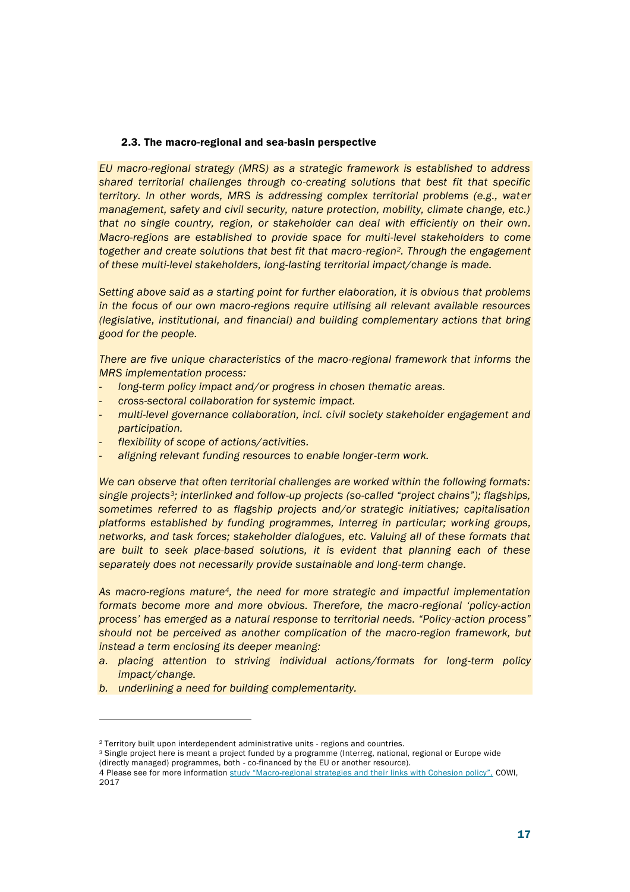### 2.3. The macro-regional and sea-basin perspective

*EU macro-regional strategy (MRS) as a strategic framework is established to address shared territorial challenges through co-creating solutions that best fit that specific territory. In other words, MRS is addressing complex territorial problems (e.g., water management, safety and civil security, nature protection, mobility, climate change, etc.) that no single country, region, or stakeholder can deal with efficiently on their own. Macro-regions are established to provide space for multi-level stakeholders to come together and create solutions that best fit that macro-region[2]. Through the engagement of these multi-level stakeholders, long-lasting territorial impact/change is made.*

*Setting above said as a starting point for further elaboration, it is obvious that problems in the focus of our own macro-regions require utilising all relevant available resources (legislative, institutional, and financial) and building complementary actions that bring good for the people.*

*There are five unique characteristics of the macro-regional framework that informs the MRS implementation process:*

- *long-term policy impact and/or progress in chosen thematic areas.*
- *cross-sectoral collaboration for systemic impact.*
- *multi-level governance collaboration, incl. civil society stakeholder engagement and participation.*
- *flexibility of scope of actions/activities.*
- *aligning relevant funding resources to enable longer-term work.*

*We can observe that often territorial challenges are worked within the following formats: single projects[3]; interlinked and follow-up projects (so-called "project chains"); flagships, sometimes referred to as flagship projects and/or strategic initiatives; capitalisation platforms established by funding programmes, Interreg in particular; working groups, networks, and task forces; stakeholder dialogues, etc. Valuing all of these formats that are built to seek place-based solutions, it is evident that planning each of these separately does not necessarily provide sustainable and long-term change.*

*As macro-regions mature[4], the need for more strategic and impactful implementation formats become more and more obvious. Therefore, the macro-regional 'policy-action process' has emerged as a natural response to territorial needs. "Policy-action process" should not be perceived as another complication of the macro-region framework, but instead a term enclosing its deeper meaning:*

a. *placing attention to striving individual actions/formats for long-term policy impact/change.*
b. *underlining a need for building complementarity.*

---

[2] Territory built upon interdependent administrative units - regions and countries.

[3] Single project here is meant a project funded by a programme (Interreg, national, regional or Europe wide (directly managed) programmes, both - co-financed by the EU or another resource).

4 Please see for more information study "Macro-regional strategies and their links with Cohesion policy", COWI, 2017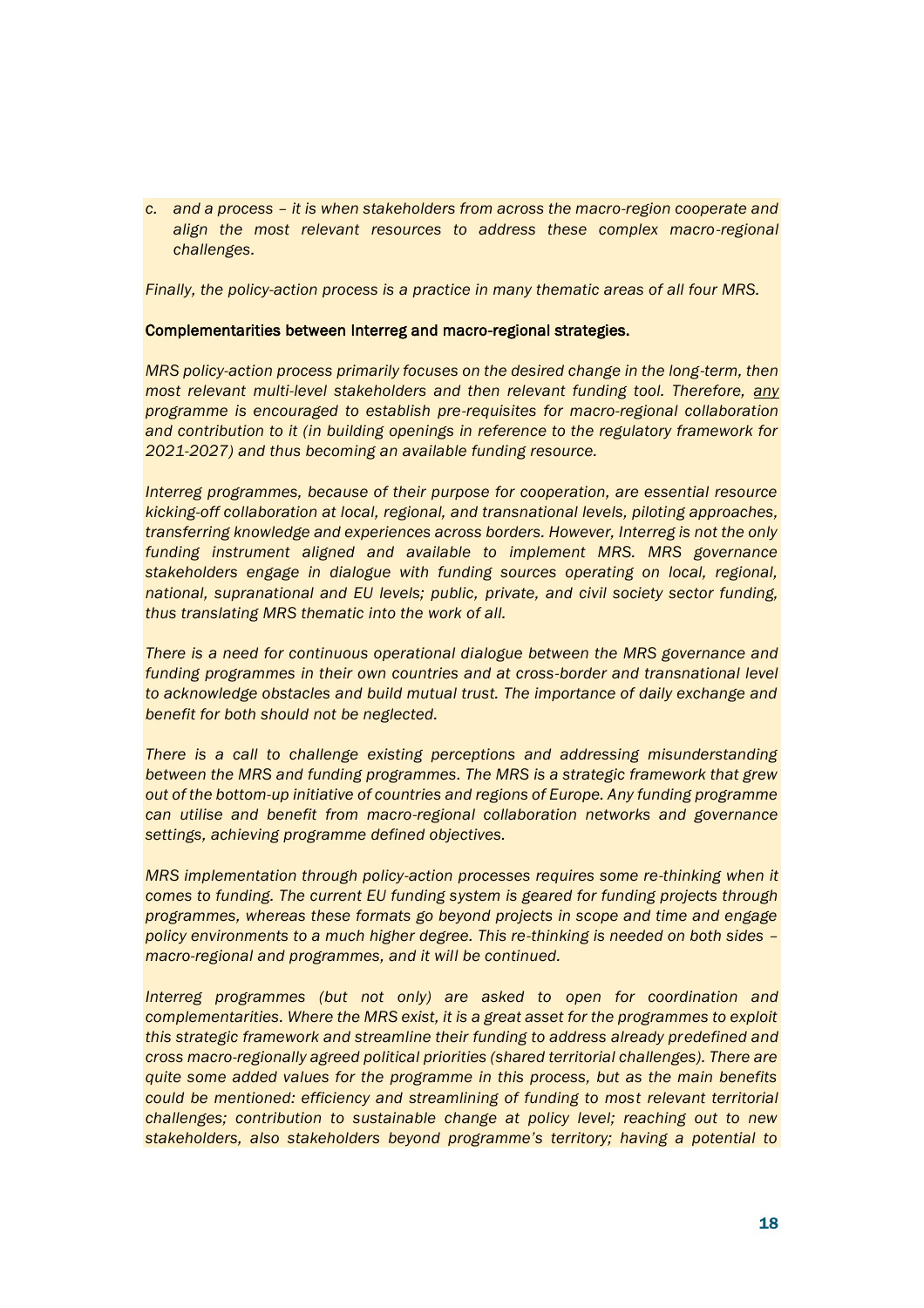*c. and a process – it is when stakeholders from across the macro-region cooperate and align the most relevant resources to address these complex macro-regional challenges.*

*Finally, the policy-action process is a practice in many thematic areas of all four MRS.*

**Complementarities between Interreg and macro-regional strategies.**

*MRS policy-action process primarily focuses on the desired change in the long-term, then most relevant multi-level stakeholders and then relevant funding tool. Therefore, <u>any</u> programme is encouraged to establish pre-requisites for macro-regional collaboration and contribution to it (in building openings in reference to the regulatory framework for 2021-2027) and thus becoming an available funding resource.*

*Interreg programmes, because of their purpose for cooperation, are essential resource kicking-off collaboration at local, regional, and transnational levels, piloting approaches, transferring knowledge and experiences across borders. However, Interreg is not the only funding instrument aligned and available to implement MRS. MRS governance stakeholders engage in dialogue with funding sources operating on local, regional, national, supranational and EU levels; public, private, and civil society sector funding, thus translating MRS thematic into the work of all.*

*There is a need for continuous operational dialogue between the MRS governance and funding programmes in their own countries and at cross-border and transnational level to acknowledge obstacles and build mutual trust. The importance of daily exchange and benefit for both should not be neglected.*

*There is a call to challenge existing perceptions and addressing misunderstanding between the MRS and funding programmes. The MRS is a strategic framework that grew out of the bottom-up initiative of countries and regions of Europe. Any funding programme can utilise and benefit from macro-regional collaboration networks and governance settings, achieving programme defined objectives.*

*MRS implementation through policy-action processes requires some re-thinking when it comes to funding. The current EU funding system is geared for funding projects through programmes, whereas these formats go beyond projects in scope and time and engage policy environments to a much higher degree. This re-thinking is needed on both sides – macro-regional and programmes, and it will be continued.*

*Interreg programmes (but not only) are asked to open for coordination and complementarities. Where the MRS exist, it is a great asset for the programmes to exploit this strategic framework and streamline their funding to address already predefined and cross macro-regionally agreed political priorities (shared territorial challenges). There are quite some added values for the programme in this process, but as the main benefits could be mentioned: efficiency and streamlining of funding to most relevant territorial challenges; contribution to sustainable change at policy level; reaching out to new stakeholders, also stakeholders beyond programme's territory; having a potential to*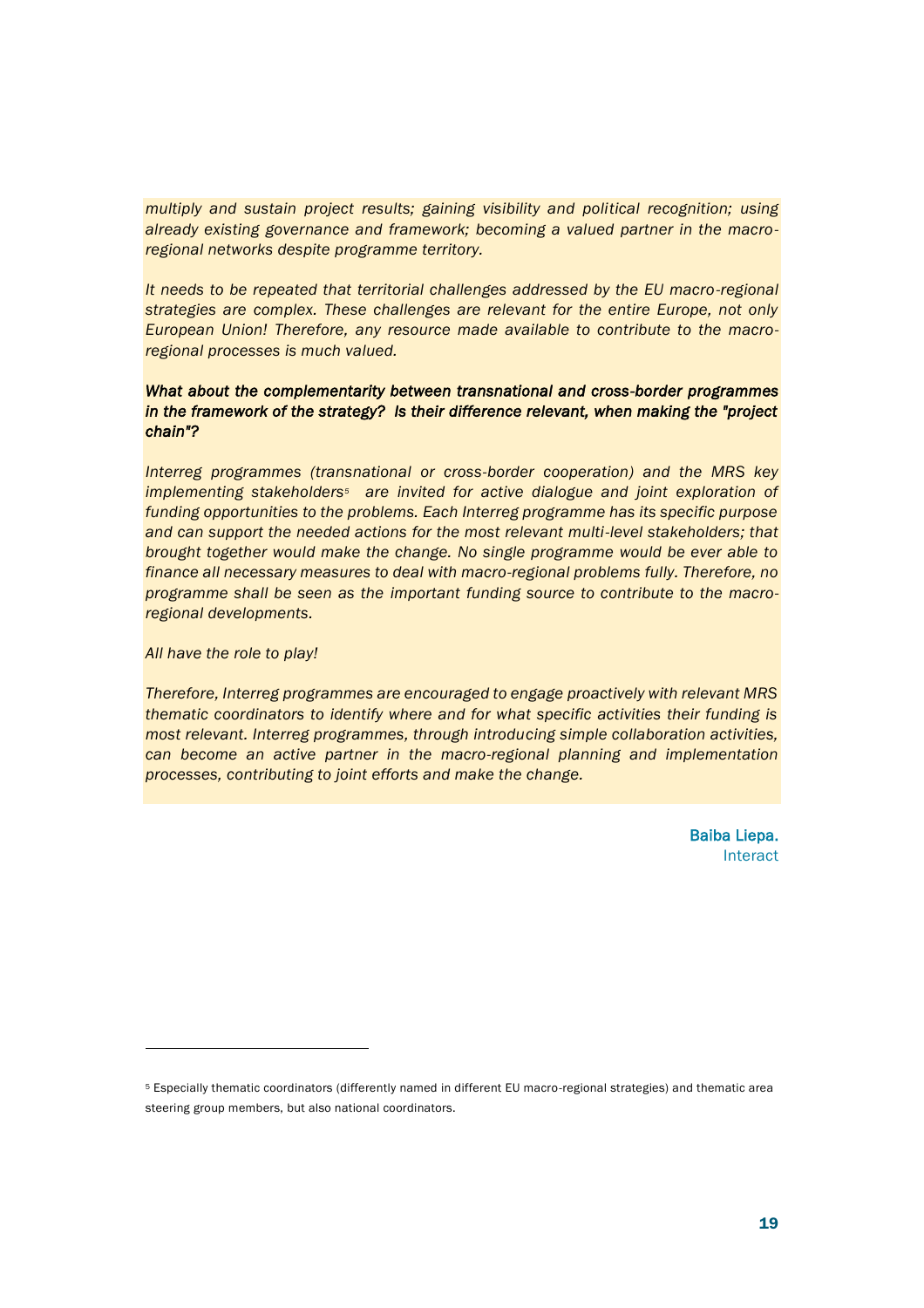*multiply and sustain project results; gaining visibility and political recognition; using already existing governance and framework; becoming a valued partner in the macro-regional networks despite programme territory.*

*It needs to be repeated that territorial challenges addressed by the EU macro-regional strategies are complex. These challenges are relevant for the entire Europe, not only European Union! Therefore, any resource made available to contribute to the macro-regional processes is much valued.*

***What about the complementarity between transnational and cross-border programmes in the framework of the strategy? Is their difference relevant, when making the "project chain"?***

*Interreg programmes (transnational or cross-border cooperation) and the MRS key implementing stakeholders*[5] *are invited for active dialogue and joint exploration of funding opportunities to the problems. Each Interreg programme has its specific purpose and can support the needed actions for the most relevant multi-level stakeholders; that brought together would make the change. No single programme would be ever able to finance all necessary measures to deal with macro-regional problems fully. Therefore, no programme shall be seen as the important funding source to contribute to the macro-regional developments.*

*All have the role to play!*

*Therefore, Interreg programmes are encouraged to engage proactively with relevant MRS thematic coordinators to identify where and for what specific activities their funding is most relevant. Interreg programmes, through introducing simple collaboration activities, can become an active partner in the macro-regional planning and implementation processes, contributing to joint efforts and make the change.*

**Baiba Liepa.**
Interact

[5] Especially thematic coordinators (differently named in different EU macro-regional strategies) and thematic area steering group members, but also national coordinators.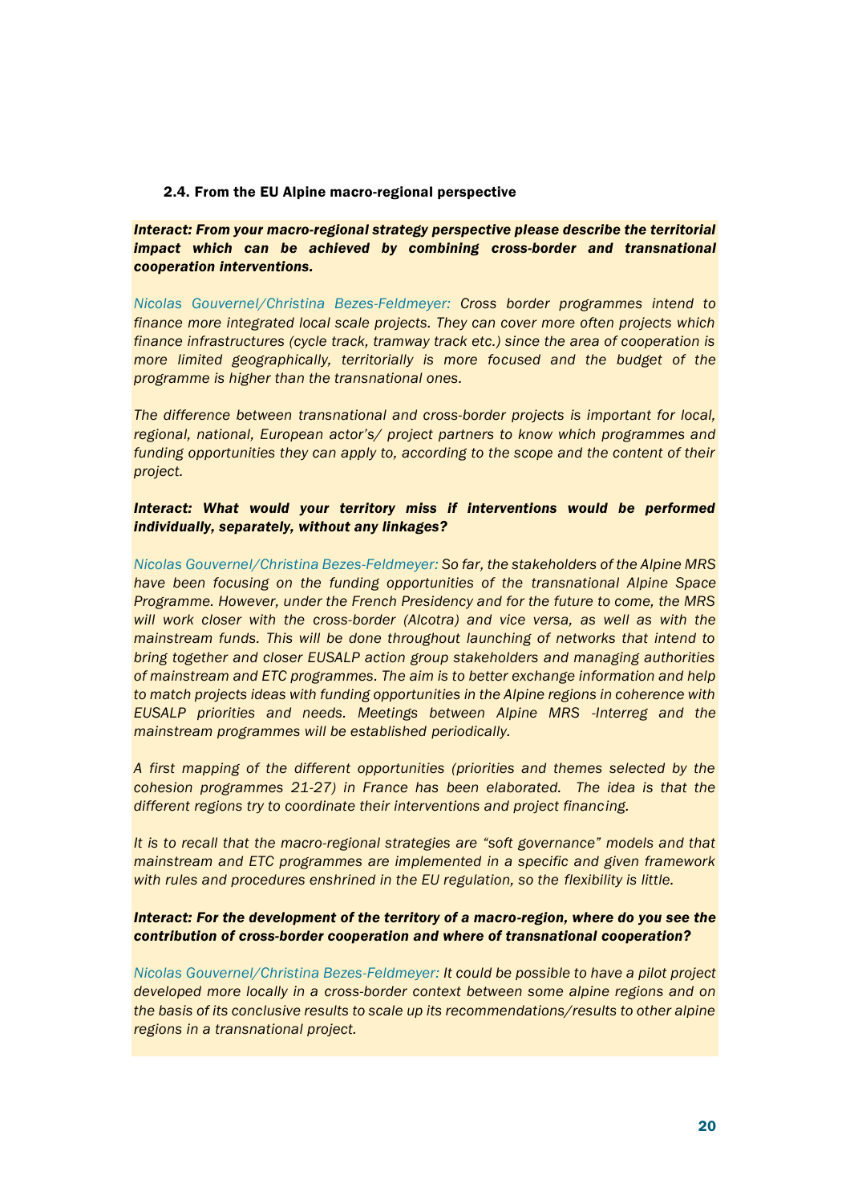### 2.4. From the EU Alpine macro-regional perspective

***Interact: From your macro-regional strategy perspective please describe the territorial impact which can be achieved by combining cross-border and transnational cooperation interventions.***

*Nicolas Gouvernel/Christina Bezes-Feldmeyer: Cross border programmes intend to finance more integrated local scale projects. They can cover more often projects which finance infrastructures (cycle track, tramway track etc.) since the area of cooperation is more limited geographically, territorially is more focused and the budget of the programme is higher than the transnational ones.*

*The difference between transnational and cross-border projects is important for local, regional, national, European actor's/ project partners to know which programmes and funding opportunities they can apply to, according to the scope and the content of their project.*

***Interact: What would your territory miss if interventions would be performed individually, separately, without any linkages?***

*Nicolas Gouvernel/Christina Bezes-Feldmeyer: So far, the stakeholders of the Alpine MRS have been focusing on the funding opportunities of the transnational Alpine Space Programme. However, under the French Presidency and for the future to come, the MRS will work closer with the cross-border (Alcotra) and vice versa, as well as with the mainstream funds. This will be done throughout launching of networks that intend to bring together and closer EUSALP action group stakeholders and managing authorities of mainstream and ETC programmes. The aim is to better exchange information and help to match projects ideas with funding opportunities in the Alpine regions in coherence with EUSALP priorities and needs. Meetings between Alpine MRS -Interreg and the mainstream programmes will be established periodically.*

*A first mapping of the different opportunities (priorities and themes selected by the cohesion programmes 21-27) in France has been elaborated. The idea is that the different regions try to coordinate their interventions and project financing.*

*It is to recall that the macro-regional strategies are "soft governance" models and that mainstream and ETC programmes are implemented in a specific and given framework with rules and procedures enshrined in the EU regulation, so the flexibility is little.*

***Interact: For the development of the territory of a macro-region, where do you see the contribution of cross-border cooperation and where of transnational cooperation?***

*Nicolas Gouvernel/Christina Bezes-Feldmeyer: It could be possible to have a pilot project developed more locally in a cross-border context between some alpine regions and on the basis of its conclusive results to scale up its recommendations/results to other alpine regions in a transnational project.*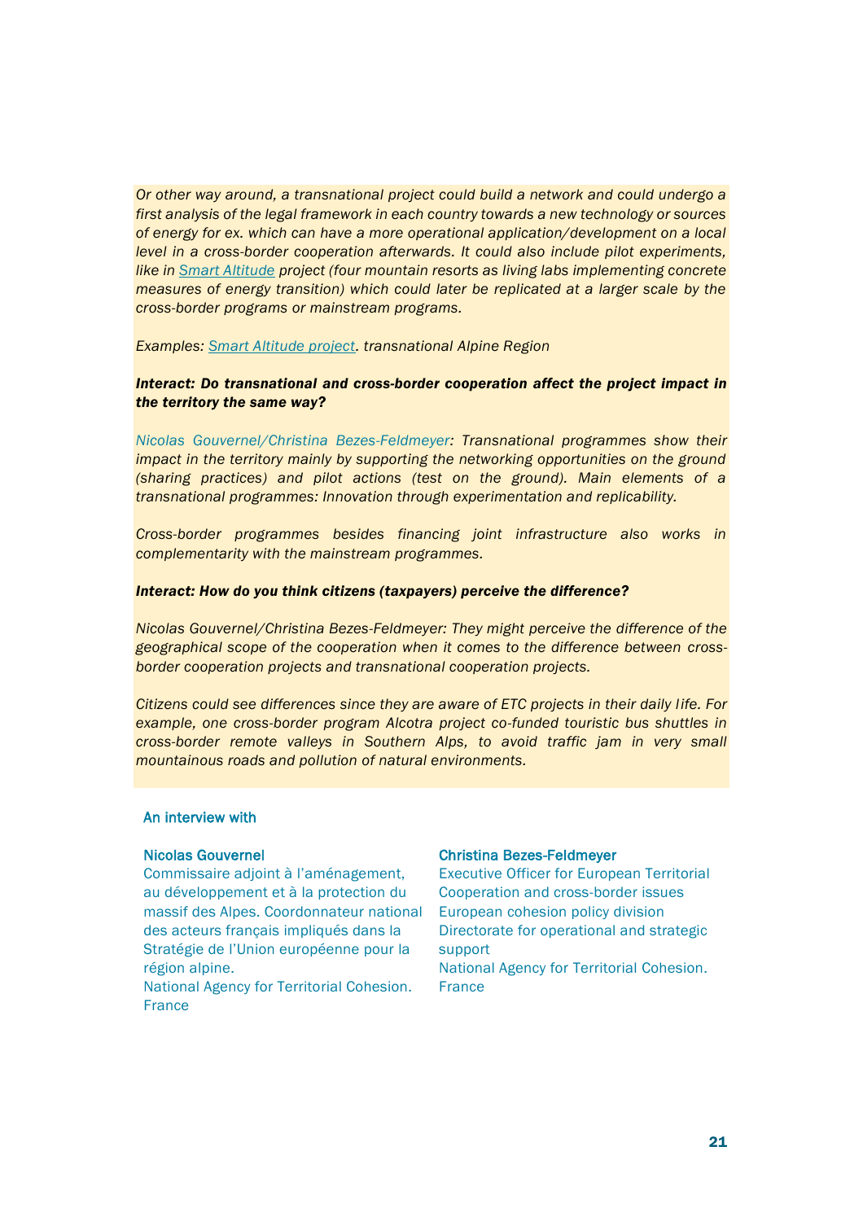*Or other way around, a transnational project could build a network and could undergo a first analysis of the legal framework in each country towards a new technology or sources of energy for ex. which can have a more operational application/development on a local level in a cross-border cooperation afterwards. It could also include pilot experiments, like in [Smart Altitude](#) project (four mountain resorts as living labs implementing concrete measures of energy transition) which could later be replicated at a larger scale by the cross-border programs or mainstream programs.*

*Examples: [Smart Altitude project](#). transnational Alpine Region*

***Interact: Do transnational and cross-border cooperation affect the project impact in the territory the same way?***

*Nicolas Gouvernel/Christina Bezes-Feldmeyer: Transnational programmes show their impact in the territory mainly by supporting the networking opportunities on the ground (sharing practices) and pilot actions (test on the ground). Main elements of a transnational programmes: Innovation through experimentation and replicability.*

*Cross-border programmes besides financing joint infrastructure also works in complementarity with the mainstream programmes.*

***Interact: How do you think citizens (taxpayers) perceive the difference?***

*Nicolas Gouvernel/Christina Bezes-Feldmeyer: They might perceive the difference of the geographical scope of the cooperation when it comes to the difference between cross-border cooperation projects and transnational cooperation projects.*

*Citizens could see differences since they are aware of ETC projects in their daily life. For example, one cross-border program Alcotra project co-funded touristic bus shuttles in cross-border remote valleys in Southern Alps, to avoid traffic jam in very small mountainous roads and pollution of natural environments.*

An interview with

**Nicolas Gouvernel**
Commissaire adjoint à l'aménagement, au développement et à la protection du massif des Alpes. Coordonnateur national des acteurs français impliqués dans la Stratégie de l'Union européenne pour la région alpine.
National Agency for Territorial Cohesion. France

**Christina Bezes-Feldmeyer**
Executive Officer for European Territorial Cooperation and cross-border issues
European cohesion policy division
Directorate for operational and strategic support
National Agency for Territorial Cohesion. France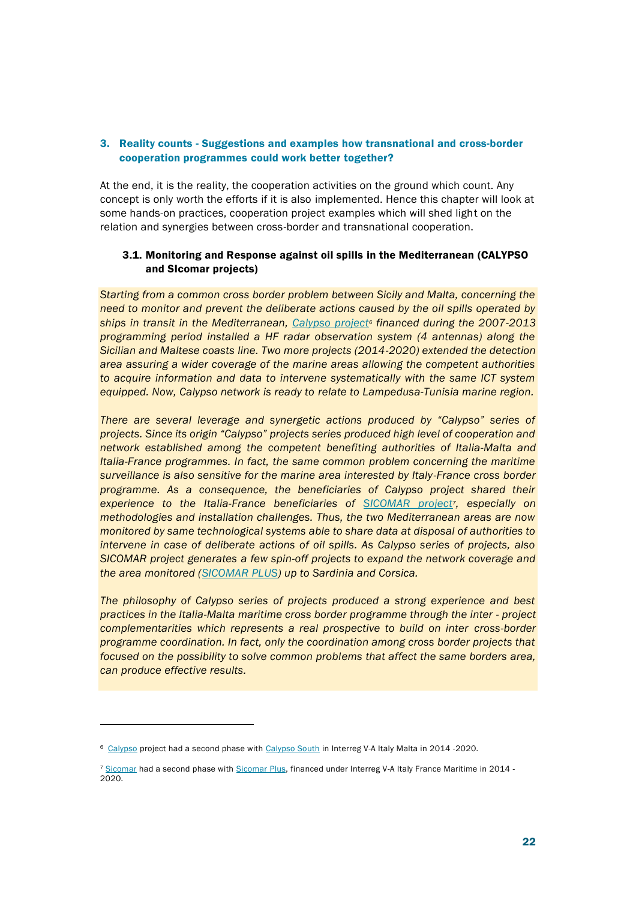## 3. Reality counts - Suggestions and examples how transnational and cross-border cooperation programmes could work better together?

At the end, it is the reality, the cooperation activities on the ground which count. Any concept is only worth the efforts if it is also implemented. Hence this chapter will look at some hands-on practices, cooperation project examples which will shed light on the relation and synergies between cross-border and transnational cooperation.

### 3.1. Monitoring and Response against oil spills in the Mediterranean (CALYPSO and SIcomar projects)

*Starting from a common cross border problem between Sicily and Malta, concerning the need to monitor and prevent the deliberate actions caused by the oil spills operated by ships in transit in the Mediterranean, Calypso project[6] financed during the 2007-2013 programming period installed a HF radar observation system (4 antennas) along the Sicilian and Maltese coasts line. Two more projects (2014-2020) extended the detection area assuring a wider coverage of the marine areas allowing the competent authorities to acquire information and data to intervene systematically with the same ICT system equipped. Now, Calypso network is ready to relate to Lampedusa-Tunisia marine region.*

*There are several leverage and synergetic actions produced by "Calypso" series of projects. Since its origin "Calypso" projects series produced high level of cooperation and network established among the competent benefiting authorities of Italia-Malta and Italia-France programmes. In fact, the same common problem concerning the maritime surveillance is also sensitive for the marine area interested by Italy-France cross border programme. As a consequence, the beneficiaries of Calypso project shared their experience to the Italia-France beneficiaries of SICOMAR project[7], especially on methodologies and installation challenges. Thus, the two Mediterranean areas are now monitored by same technological systems able to share data at disposal of authorities to intervene in case of deliberate actions of oil spills. As Calypso series of projects, also SICOMAR project generates a few spin-off projects to expand the network coverage and the area monitored (SICOMAR PLUS) up to Sardinia and Corsica.*

*The philosophy of Calypso series of projects produced a strong experience and best practices in the Italia-Malta maritime cross border programme through the inter - project complementarities which represents a real prospective to build on inter cross-border programme coordination. In fact, only the coordination among cross border projects that focused on the possibility to solve common problems that affect the same borders area, can produce effective results.*

---

[6] Calypso project had a second phase with Calypso South in Interreg V-A Italy Malta in 2014 -2020.

[7] Sicomar had a second phase with Sicomar Plus, financed under Interreg V-A Italy France Maritime in 2014 -2020.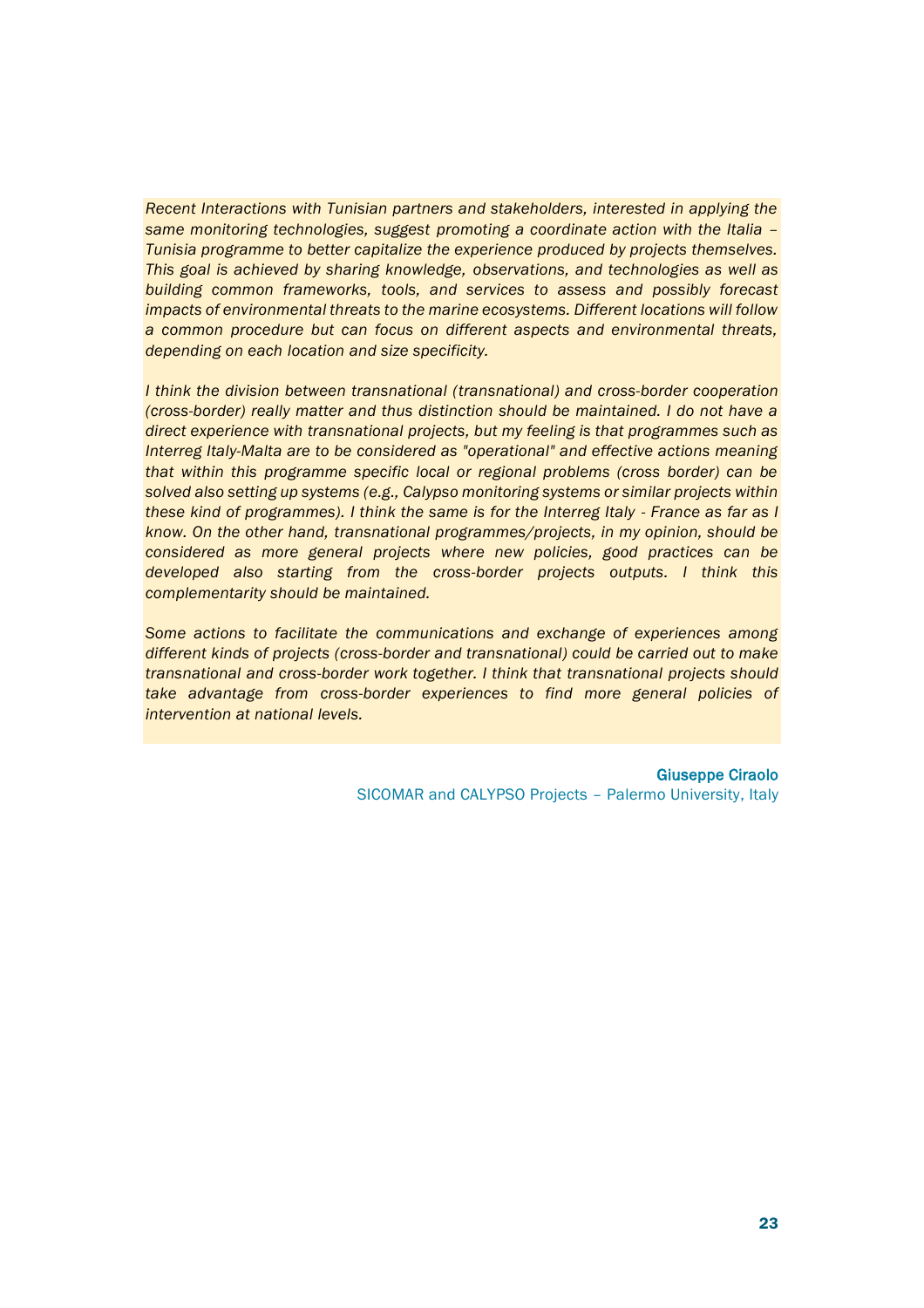*Recent Interactions with Tunisian partners and stakeholders, interested in applying the same monitoring technologies, suggest promoting a coordinate action with the Italia – Tunisia programme to better capitalize the experience produced by projects themselves. This goal is achieved by sharing knowledge, observations, and technologies as well as building common frameworks, tools, and services to assess and possibly forecast impacts of environmental threats to the marine ecosystems. Different locations will follow a common procedure but can focus on different aspects and environmental threats, depending on each location and size specificity.*

*I think the division between transnational (transnational) and cross-border cooperation (cross-border) really matter and thus distinction should be maintained. I do not have a direct experience with transnational projects, but my feeling is that programmes such as Interreg Italy-Malta are to be considered as "operational" and effective actions meaning that within this programme specific local or regional problems (cross border) can be solved also setting up systems (e.g., Calypso monitoring systems or similar projects within these kind of programmes). I think the same is for the Interreg Italy - France as far as I know. On the other hand, transnational programmes/projects, in my opinion, should be considered as more general projects where new policies, good practices can be developed also starting from the cross-border projects outputs. I think this complementarity should be maintained.*

*Some actions to facilitate the communications and exchange of experiences among different kinds of projects (cross-border and transnational) could be carried out to make transnational and cross-border work together. I think that transnational projects should take advantage from cross-border experiences to find more general policies of intervention at national levels.*

**Giuseppe Ciraolo**
SICOMAR and CALYPSO Projects – Palermo University, Italy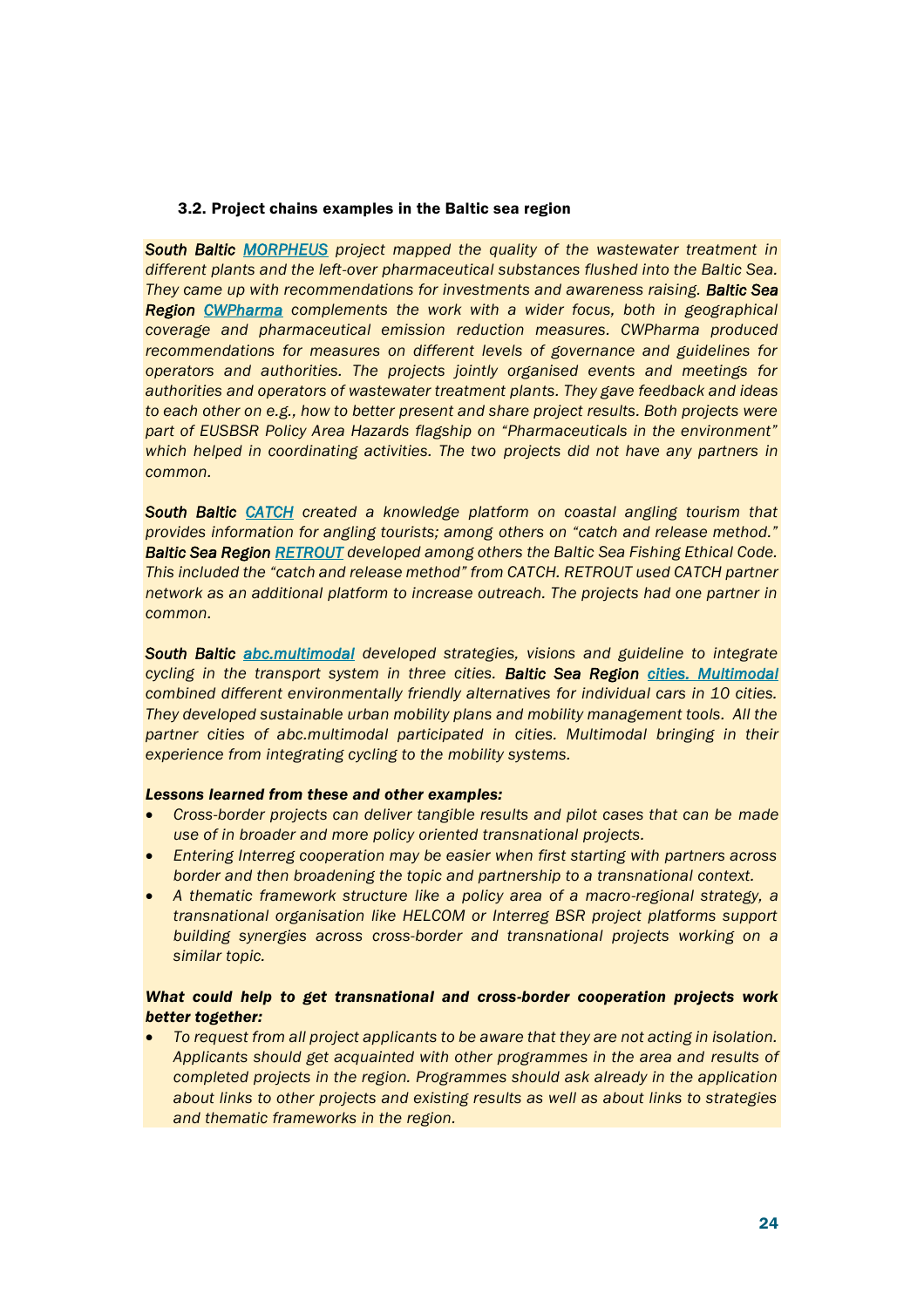### 3.2. Project chains examples in the Baltic sea region

***South Baltic** [MORPHEUS](#) project mapped the quality of the wastewater treatment in different plants and the left-over pharmaceutical substances flushed into the Baltic Sea. They came up with recommendations for investments and awareness raising. **Baltic Sea Region** [CWPharma](#) complements the work with a wider focus, both in geographical coverage and pharmaceutical emission reduction measures. CWPharma produced recommendations for measures on different levels of governance and guidelines for operators and authorities. The projects jointly organised events and meetings for authorities and operators of wastewater treatment plants. They gave feedback and ideas to each other on e.g., how to better present and share project results. Both projects were part of EUSBSR Policy Area Hazards flagship on "Pharmaceuticals in the environment" which helped in coordinating activities. The two projects did not have any partners in common.*

***South Baltic** [CATCH](#) created a knowledge platform on coastal angling tourism that provides information for angling tourists; among others on "catch and release method." **Baltic Sea Region** [RETROUT](#) developed among others the Baltic Sea Fishing Ethical Code. This included the "catch and release method" from CATCH. RETROUT used CATCH partner network as an additional platform to increase outreach. The projects had one partner in common.*

***South Baltic** [abc.multimodal](#) developed strategies, visions and guideline to integrate cycling in the transport system in three cities. **Baltic Sea Region** [cities. Multimodal](#) combined different environmentally friendly alternatives for individual cars in 10 cities. They developed sustainable urban mobility plans and mobility management tools. All the partner cities of abc.multimodal participated in cities. Multimodal bringing in their experience from integrating cycling to the mobility systems.*

***Lessons learned from these and other examples:***

- *Cross-border projects can deliver tangible results and pilot cases that can be made use of in broader and more policy oriented transnational projects.*
- *Entering Interreg cooperation may be easier when first starting with partners across border and then broadening the topic and partnership to a transnational context.*
- *A thematic framework structure like a policy area of a macro-regional strategy, a transnational organisation like HELCOM or Interreg BSR project platforms support building synergies across cross-border and transnational projects working on a similar topic.*

***What could help to get transnational and cross-border cooperation projects work better together:***

- *To request from all project applicants to be aware that they are not acting in isolation. Applicants should get acquainted with other programmes in the area and results of completed projects in the region. Programmes should ask already in the application about links to other projects and existing results as well as about links to strategies and thematic frameworks in the region.*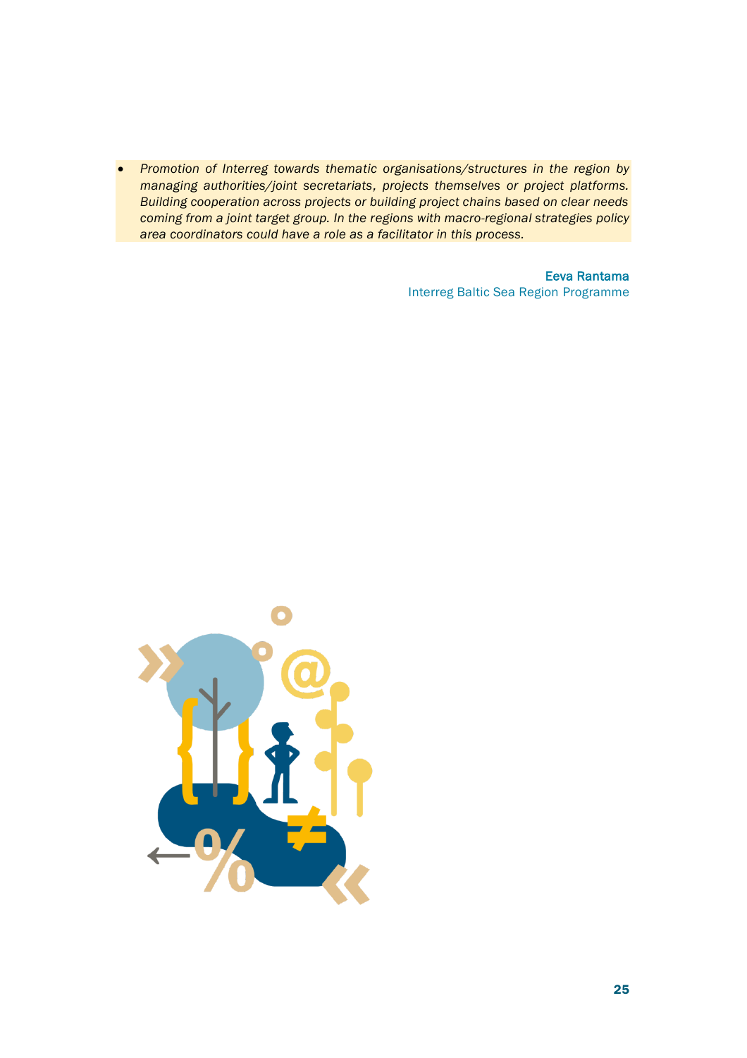- *Promotion of Interreg towards thematic organisations/structures in the region by managing authorities/joint secretariats, projects themselves or project platforms. Building cooperation across projects or building project chains based on clear needs coming from a joint target group. In the regions with macro-regional strategies policy area coordinators could have a role as a facilitator in this process.*

**Eeva Rantama**
Interreg Baltic Sea Region Programme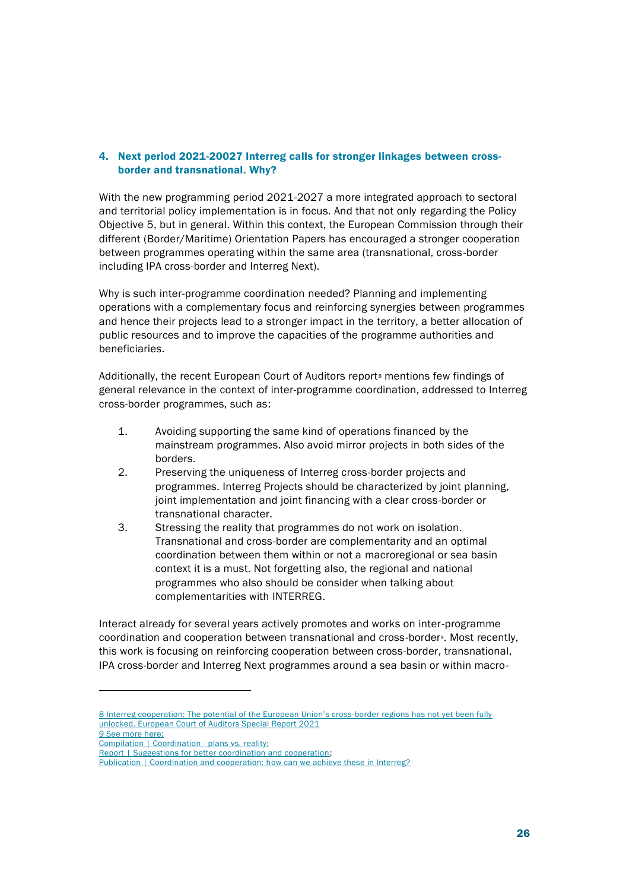## 4. Next period 2021-20027 Interreg calls for stronger linkages between cross-border and transnational. Why?

With the new programming period 2021-2027 a more integrated approach to sectoral and territorial policy implementation is in focus. And that not only regarding the Policy Objective 5, but in general. Within this context, the European Commission through their different (Border/Maritime) Orientation Papers has encouraged a stronger cooperation between programmes operating within the same area (transnational, cross-border including IPA cross-border and Interreg Next).

Why is such inter-programme coordination needed? Planning and implementing operations with a complementary focus and reinforcing synergies between programmes and hence their projects lead to a stronger impact in the territory, a better allocation of public resources and to improve the capacities of the programme authorities and beneficiaries.

Additionally, the recent European Court of Auditors report[8] mentions few findings of general relevance in the context of inter-programme coordination, addressed to Interreg cross-border programmes, such as:

1. Avoiding supporting the same kind of operations financed by the mainstream programmes. Also avoid mirror projects in both sides of the borders.
2. Preserving the uniqueness of Interreg cross-border projects and programmes. Interreg Projects should be characterized by joint planning, joint implementation and joint financing with a clear cross-border or transnational character.
3. Stressing the reality that programmes do not work on isolation. Transnational and cross-border are complementarity and an optimal coordination between them within or not a macroregional or sea basin context it is a must. Not forgetting also, the regional and national programmes who also should be consider when talking about complementarities with INTERREG.

Interact already for several years actively promotes and works on inter-programme coordination and cooperation between transnational and cross-border[9]. Most recently, this work is focusing on reinforcing cooperation between cross-border, transnational, IPA cross-border and Interreg Next programmes around a sea basin or within macro-

---

8 Interreg cooperation: The potential of the European Union's cross-border regions has not yet been fully unlocked. European Court of Auditors Special Report 2021

9 See more here:
Compilation | Coordination - plans vs. reality;
Report | Suggestions for better coordination and cooperation;
Publication | Coordination and cooperation: how can we achieve these in Interreg?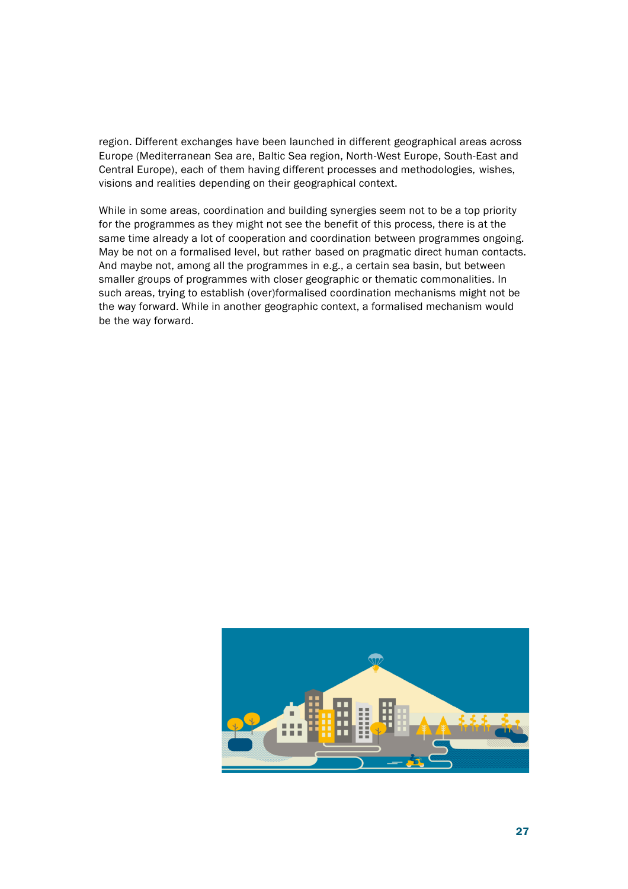region. Different exchanges have been launched in different geographical areas across Europe (Mediterranean Sea are, Baltic Sea region, North-West Europe, South-East and Central Europe), each of them having different processes and methodologies, wishes, visions and realities depending on their geographical context.

While in some areas, coordination and building synergies seem not to be a top priority for the programmes as they might not see the benefit of this process, there is at the same time already a lot of cooperation and coordination between programmes ongoing. May be not on a formalised level, but rather based on pragmatic direct human contacts. And maybe not, among all the programmes in e.g., a certain sea basin, but between smaller groups of programmes with closer geographic or thematic commonalities. In such areas, trying to establish (over)formalised coordination mechanisms might not be the way forward. While in another geographic context, a formalised mechanism would be the way forward.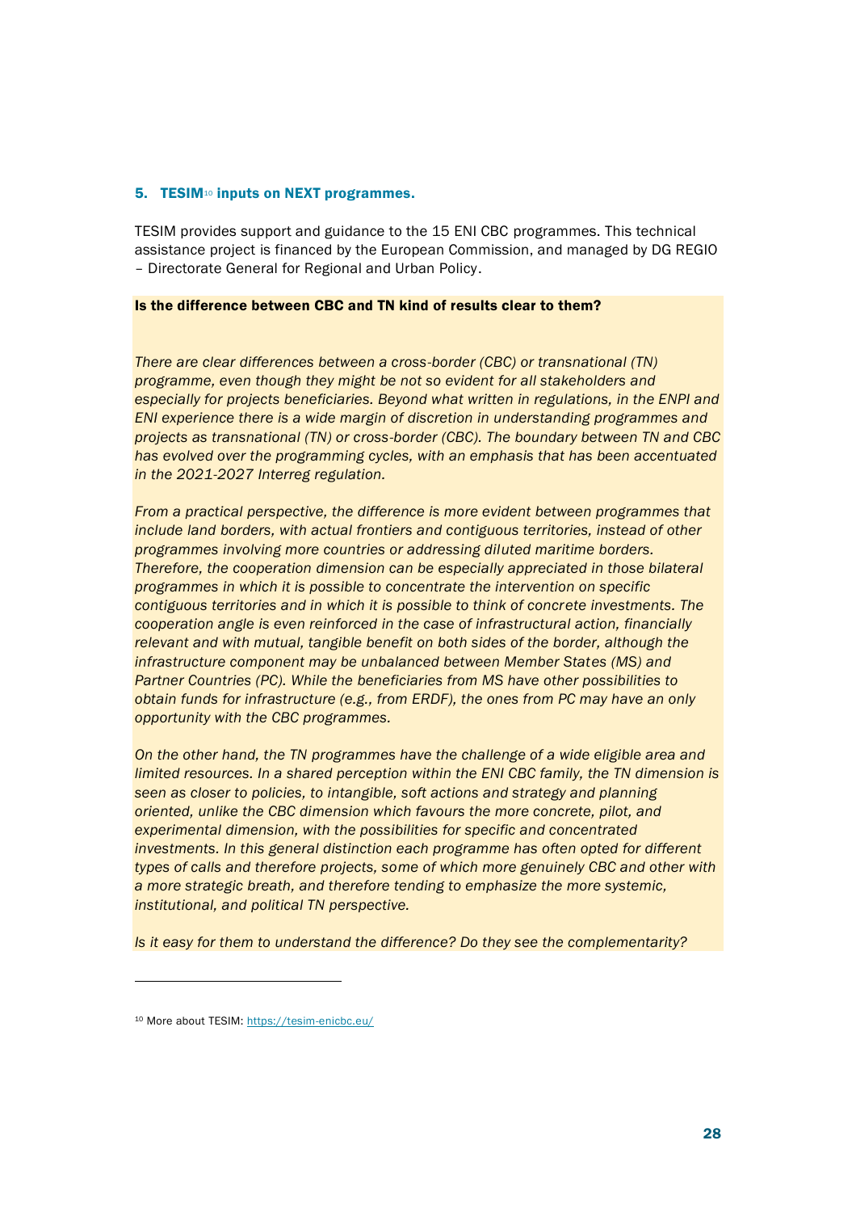## 5. TESIM[10] inputs on NEXT programmes.

TESIM provides support and guidance to the 15 ENI CBC programmes. This technical assistance project is financed by the European Commission, and managed by DG REGIO – Directorate General for Regional and Urban Policy.

**Is the difference between CBC and TN kind of results clear to them?**

*There are clear differences between a cross-border (CBC) or transnational (TN) programme, even though they might be not so evident for all stakeholders and especially for projects beneficiaries. Beyond what written in regulations, in the ENPI and ENI experience there is a wide margin of discretion in understanding programmes and projects as transnational (TN) or cross-border (CBC). The boundary between TN and CBC has evolved over the programming cycles, with an emphasis that has been accentuated in the 2021-2027 Interreg regulation.*

*From a practical perspective, the difference is more evident between programmes that include land borders, with actual frontiers and contiguous territories, instead of other programmes involving more countries or addressing diluted maritime borders. Therefore, the cooperation dimension can be especially appreciated in those bilateral programmes in which it is possible to concentrate the intervention on specific contiguous territories and in which it is possible to think of concrete investments. The cooperation angle is even reinforced in the case of infrastructural action, financially relevant and with mutual, tangible benefit on both sides of the border, although the infrastructure component may be unbalanced between Member States (MS) and Partner Countries (PC). While the beneficiaries from MS have other possibilities to obtain funds for infrastructure (e.g., from ERDF), the ones from PC may have an only opportunity with the CBC programmes.*

*On the other hand, the TN programmes have the challenge of a wide eligible area and limited resources. In a shared perception within the ENI CBC family, the TN dimension is seen as closer to policies, to intangible, soft actions and strategy and planning oriented, unlike the CBC dimension which favours the more concrete, pilot, and experimental dimension, with the possibilities for specific and concentrated investments. In this general distinction each programme has often opted for different types of calls and therefore projects, some of which more genuinely CBC and other with a more strategic breath, and therefore tending to emphasize the more systemic, institutional, and political TN perspective.*

*Is it easy for them to understand the difference? Do they see the complementarity?*

---

[10] More about TESIM: https://tesim-enicbc.eu/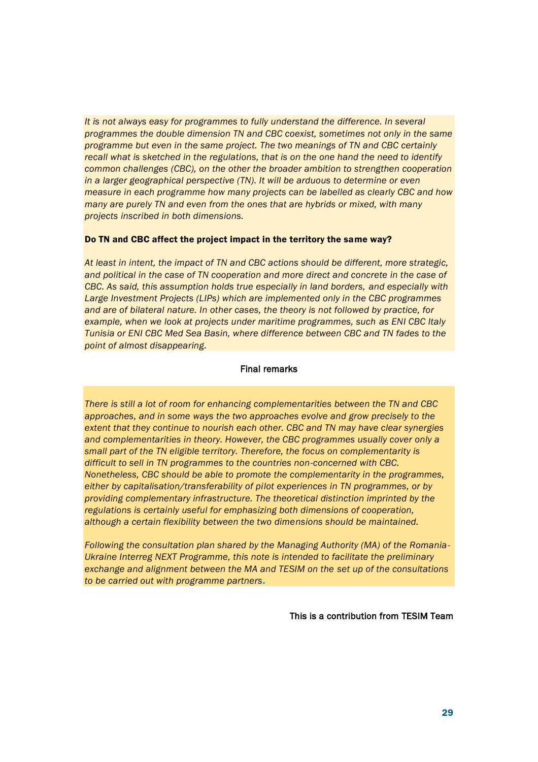*It is not always easy for programmes to fully understand the difference. In several programmes the double dimension TN and CBC coexist, sometimes not only in the same programme but even in the same project. The two meanings of TN and CBC certainly recall what is sketched in the regulations, that is on the one hand the need to identify common challenges (CBC), on the other the broader ambition to strengthen cooperation in a larger geographical perspective (TN). It will be arduous to determine or even measure in each programme how many projects can be labelled as clearly CBC and how many are purely TN and even from the ones that are hybrids or mixed, with many projects inscribed in both dimensions.*

**Do TN and CBC affect the project impact in the territory the same way?**

*At least in intent, the impact of TN and CBC actions should be different, more strategic, and political in the case of TN cooperation and more direct and concrete in the case of CBC. As said, this assumption holds true especially in land borders, and especially with Large Investment Projects (LIPs) which are implemented only in the CBC programmes and are of bilateral nature. In other cases, the theory is not followed by practice, for example, when we look at projects under maritime programmes, such as ENI CBC Italy Tunisia or ENI CBC Med Sea Basin, where difference between CBC and TN fades to the point of almost disappearing.*

## Final remarks

*There is still a lot of room for enhancing complementarities between the TN and CBC approaches, and in some ways the two approaches evolve and grow precisely to the extent that they continue to nourish each other. CBC and TN may have clear synergies and complementarities in theory. However, the CBC programmes usually cover only a small part of the TN eligible territory. Therefore, the focus on complementarity is difficult to sell in TN programmes to the countries non-concerned with CBC. Nonetheless, CBC should be able to promote the complementarity in the programmes, either by capitalisation/transferability of pilot experiences in TN programmes, or by providing complementary infrastructure. The theoretical distinction imprinted by the regulations is certainly useful for emphasizing both dimensions of cooperation, although a certain flexibility between the two dimensions should be maintained.*

*Following the consultation plan shared by the Managing Authority (MA) of the Romania-Ukraine Interreg NEXT Programme, this note is intended to facilitate the preliminary exchange and alignment between the MA and TESIM on the set up of the consultations to be carried out with programme partners.*

This is a contribution from TESIM Team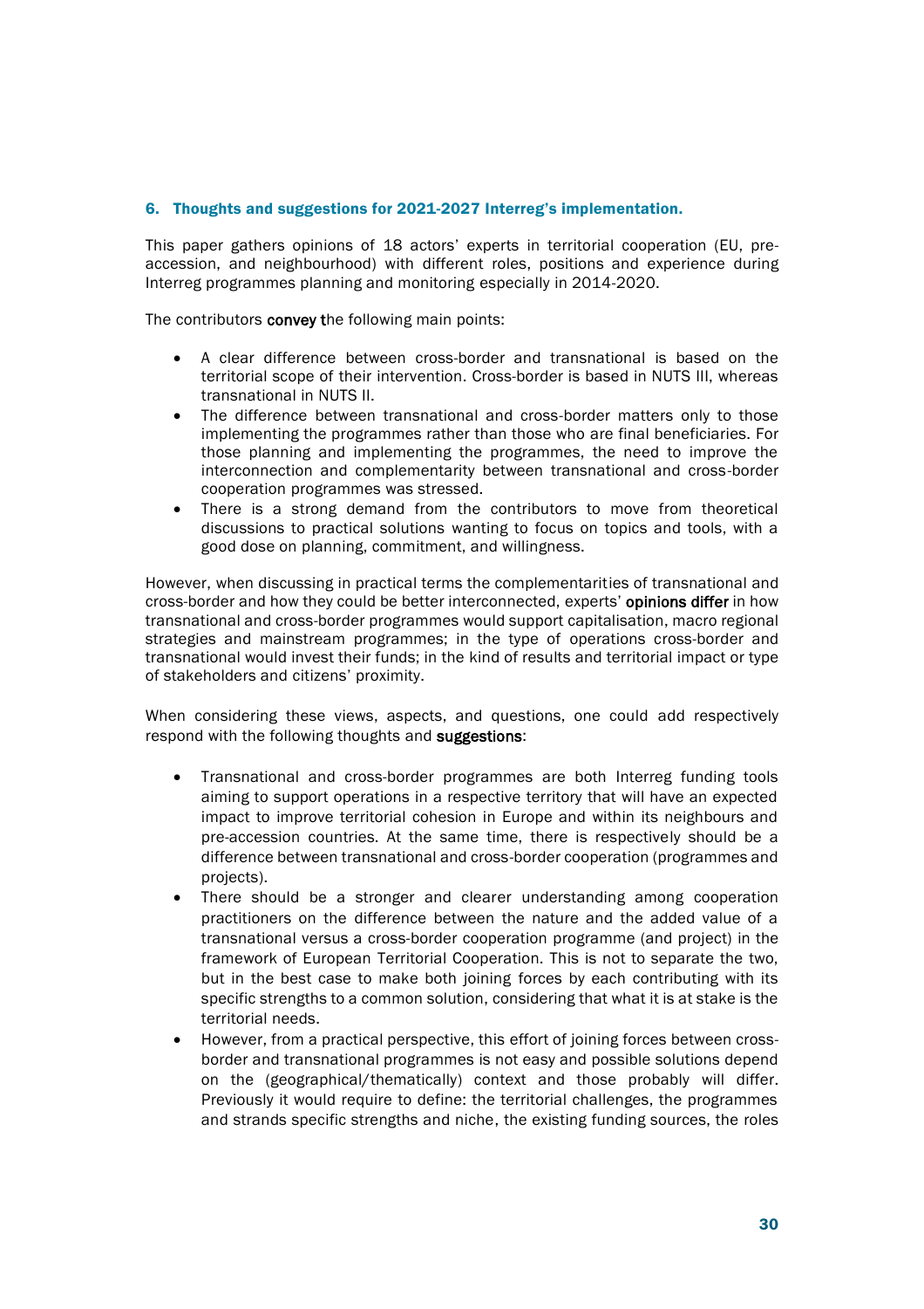## 6. Thoughts and suggestions for 2021-2027 Interreg's implementation.

This paper gathers opinions of 18 actors' experts in territorial cooperation (EU, pre-accession, and neighbourhood) with different roles, positions and experience during Interreg programmes planning and monitoring especially in 2014-2020.

The contributors **convey** the following main points:

- A clear difference between cross-border and transnational is based on the territorial scope of their intervention. Cross-border is based in NUTS III, whereas transnational in NUTS II.
- The difference between transnational and cross-border matters only to those implementing the programmes rather than those who are final beneficiaries. For those planning and implementing the programmes, the need to improve the interconnection and complementarity between transnational and cross-border cooperation programmes was stressed.
- There is a strong demand from the contributors to move from theoretical discussions to practical solutions wanting to focus on topics and tools, with a good dose on planning, commitment, and willingness.

However, when discussing in practical terms the complementarities of transnational and cross-border and how they could be better interconnected, experts' **opinions differ** in how transnational and cross-border programmes would support capitalisation, macro regional strategies and mainstream programmes; in the type of operations cross-border and transnational would invest their funds; in the kind of results and territorial impact or type of stakeholders and citizens' proximity.

When considering these views, aspects, and questions, one could add respectively respond with the following thoughts and **suggestions**:

- Transnational and cross-border programmes are both Interreg funding tools aiming to support operations in a respective territory that will have an expected impact to improve territorial cohesion in Europe and within its neighbours and pre-accession countries. At the same time, there is respectively should be a difference between transnational and cross-border cooperation (programmes and projects).
- There should be a stronger and clearer understanding among cooperation practitioners on the difference between the nature and the added value of a transnational versus a cross-border cooperation programme (and project) in the framework of European Territorial Cooperation. This is not to separate the two, but in the best case to make both joining forces by each contributing with its specific strengths to a common solution, considering that what it is at stake is the territorial needs.
- However, from a practical perspective, this effort of joining forces between cross-border and transnational programmes is not easy and possible solutions depend on the (geographical/thematically) context and those probably will differ. Previously it would require to define: the territorial challenges, the programmes and strands specific strengths and niche, the existing funding sources, the roles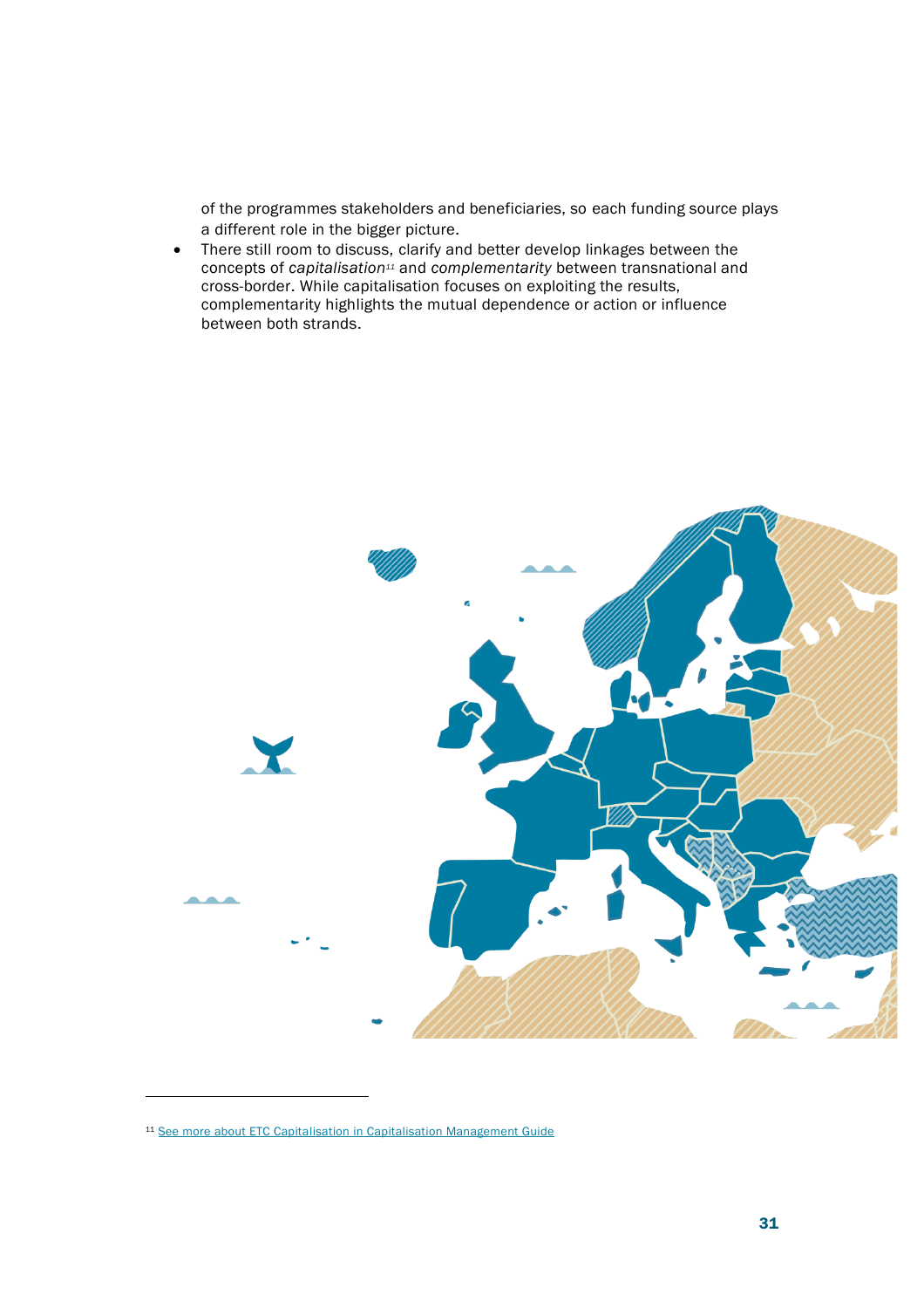of the programmes stakeholders and beneficiaries, so each funding source plays a different role in the bigger picture.

- There still room to discuss, clarify and better develop linkages between the concepts of *capitalisation*[11] and *complementarity* between transnational and cross-border. While capitalisation focuses on exploiting the results, complementarity highlights the mutual dependence or action or influence between both strands.

[11] See more about ETC Capitalisation in Capitalisation Management Guide